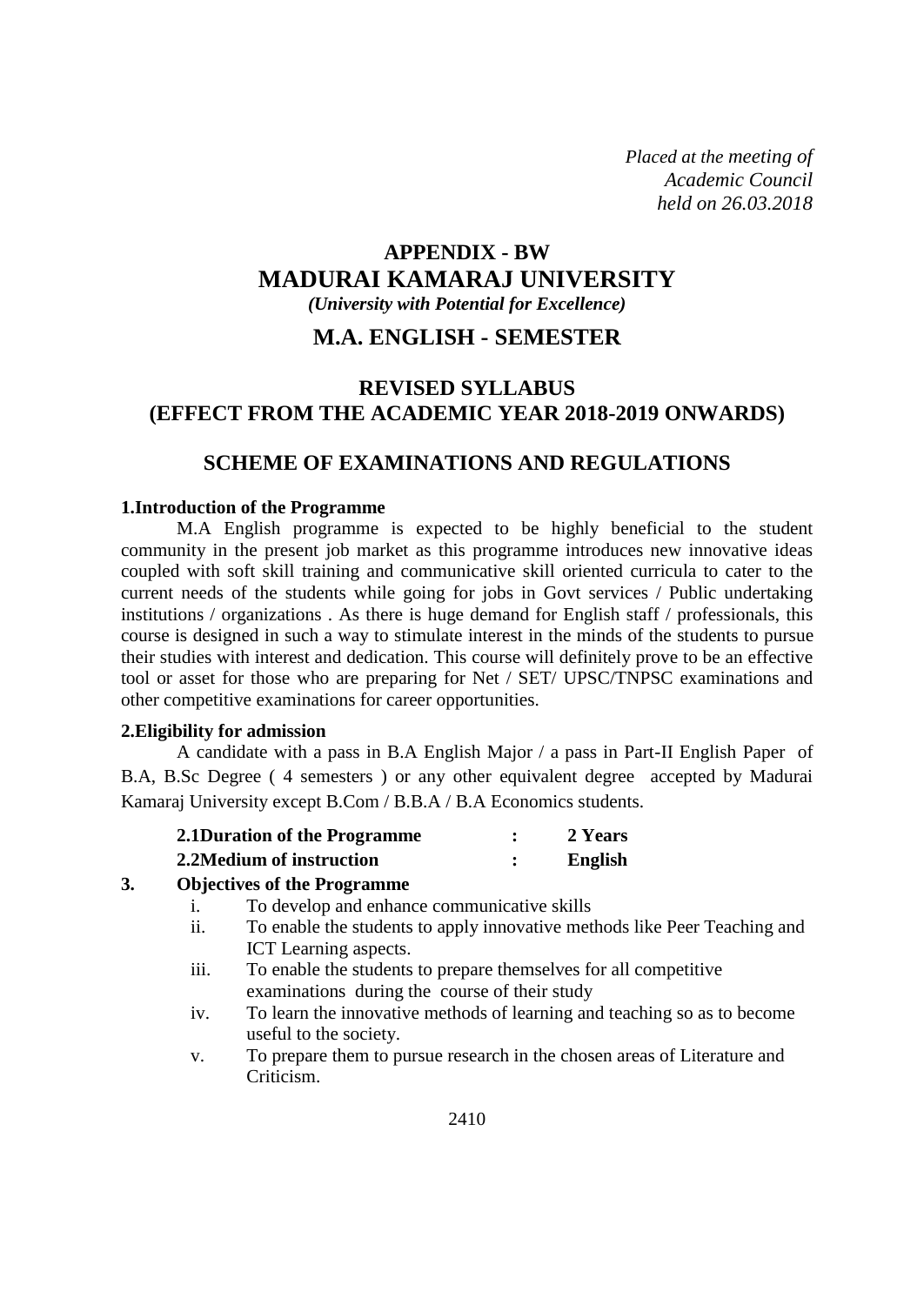*Placed at the meeting of*
*Academic Council*
*held on 26.03.2018*

# APPENDIX - BW
# MADURAI KAMARAJ UNIVERSITY
***(University with Potential for Excellence)***

## M.A. ENGLISH - SEMESTER

## REVISED SYLLABUS
## (EFFECT FROM THE ACADEMIC YEAR 2018-2019 ONWARDS)

## SCHEME OF EXAMINATIONS AND REGULATIONS

**1.Introduction of the Programme**

M.A English programme is expected to be highly beneficial to the student community in the present job market as this programme introduces new innovative ideas coupled with soft skill training and communicative skill oriented curricula to cater to the current needs of the students while going for jobs in Govt services / Public undertaking institutions / organizations . As there is huge demand for English staff / professionals, this course is designed in such a way to stimulate interest in the minds of the students to pursue their studies with interest and dedication. This course will definitely prove to be an effective tool or asset for those who are preparing for Net / SET/ UPSC/TNPSC examinations and other competitive examinations for career opportunities.

**2.Eligibility for admission**

A candidate with a pass in B.A English Major / a pass in Part-II English Paper of B.A, B.Sc Degree ( 4 semesters ) or any other equivalent degree accepted by Madurai Kamaraj University except B.Com / B.B.A / B.A Economics students.

**2.1Duration of the Programme : 2 Years**

**2.2Medium of instruction : English**

**3. Objectives of the Programme**

i. To develop and enhance communicative skills
ii. To enable the students to apply innovative methods like Peer Teaching and ICT Learning aspects.
iii. To enable the students to prepare themselves for all competitive examinations during the course of their study
iv. To learn the innovative methods of learning and teaching so as to become useful to the society.
v. To prepare them to pursue research in the chosen areas of Literature and Criticism.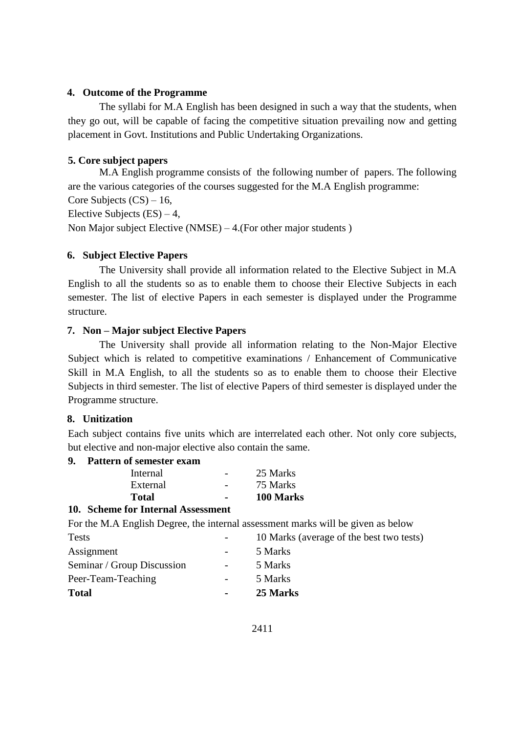## 4. Outcome of the Programme

The syllabi for M.A English has been designed in such a way that the students, when they go out, will be capable of facing the competitive situation prevailing now and getting placement in Govt. Institutions and Public Undertaking Organizations.

## 5. Core subject papers

M.A English programme consists of the following number of papers. The following are the various categories of the courses suggested for the M.A English programme:

Core Subjects (CS) – 16,

Elective Subjects (ES) – 4,

Non Major subject Elective (NMSE) – 4.(For other major students )

## 6. Subject Elective Papers

The University shall provide all information related to the Elective Subject in M.A English to all the students so as to enable them to choose their Elective Subjects in each semester. The list of elective Papers in each semester is displayed under the Programme structure.

## 7. Non – Major subject Elective Papers

The University shall provide all information relating to the Non-Major Elective Subject which is related to competitive examinations / Enhancement of Communicative Skill in M.A English, to all the students so as to enable them to choose their Elective Subjects in third semester. The list of elective Papers of third semester is displayed under the Programme structure.

## 8. Unitization

Each subject contains five units which are interrelated each other. Not only core subjects, but elective and non-major elective also contain the same.

## 9. Pattern of semester exam

| | | |
|---|---|---|
| Internal | - | 25 Marks |
| External | - | 75 Marks |
| **Total** | **-** | **100 Marks** |

## 10. Scheme for Internal Assessment

For the M.A English Degree, the internal assessment marks will be given as below

| | | |
|---|---|---|
| Tests | - | 10 Marks (average of the best two tests) |
| Assignment | - | 5 Marks |
| Seminar / Group Discussion | - | 5 Marks |
| Peer-Team-Teaching | - | 5 Marks |
| **Total** | **-** | **25 Marks** |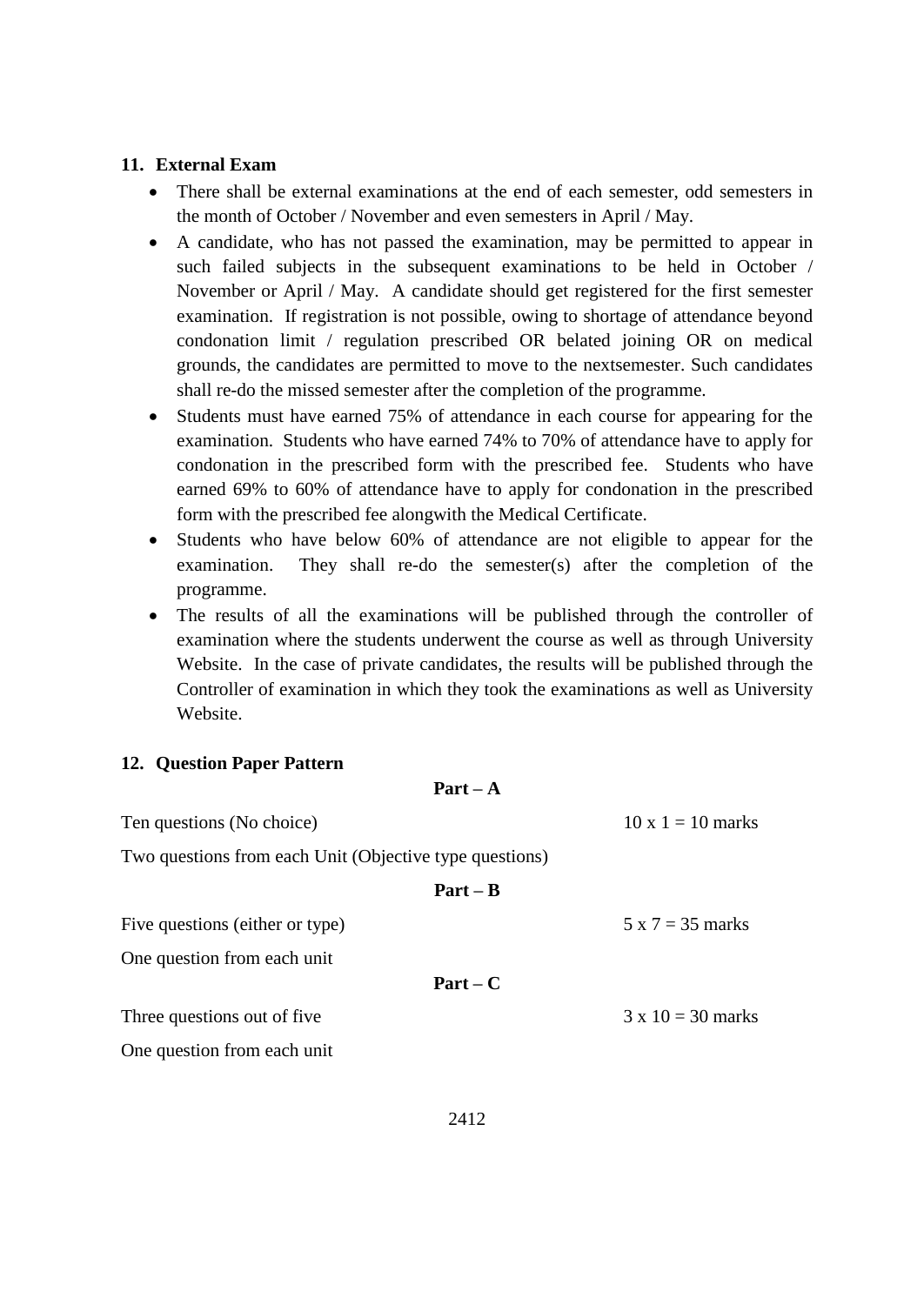## 11. External Exam

- There shall be external examinations at the end of each semester, odd semesters in the month of October / November and even semesters in April / May.
- A candidate, who has not passed the examination, may be permitted to appear in such failed subjects in the subsequent examinations to be held in October / November or April / May. A candidate should get registered for the first semester examination. If registration is not possible, owing to shortage of attendance beyond condonation limit / regulation prescribed OR belated joining OR on medical grounds, the candidates are permitted to move to the nextsemester. Such candidates shall re-do the missed semester after the completion of the programme.
- Students must have earned 75% of attendance in each course for appearing for the examination. Students who have earned 74% to 70% of attendance have to apply for condonation in the prescribed form with the prescribed fee. Students who have earned 69% to 60% of attendance have to apply for condonation in the prescribed form with the prescribed fee alongwith the Medical Certificate.
- Students who have below 60% of attendance are not eligible to appear for the examination. They shall re-do the semester(s) after the completion of the programme.
- The results of all the examinations will be published through the controller of examination where the students underwent the course as well as through University Website. In the case of private candidates, the results will be published through the Controller of examination in which they took the examinations as well as University Website.

## 12. Question Paper Pattern

**Part – A**

Ten questions (No choice) $10 \times 1 = 10$ marks

Two questions from each Unit (Objective type questions)

**Part – B**

Five questions (either or type) $5 \times 7 = 35$ marks

One question from each unit

**Part – C**

Three questions out of five $3 \times 10 = 30$ marks

One question from each unit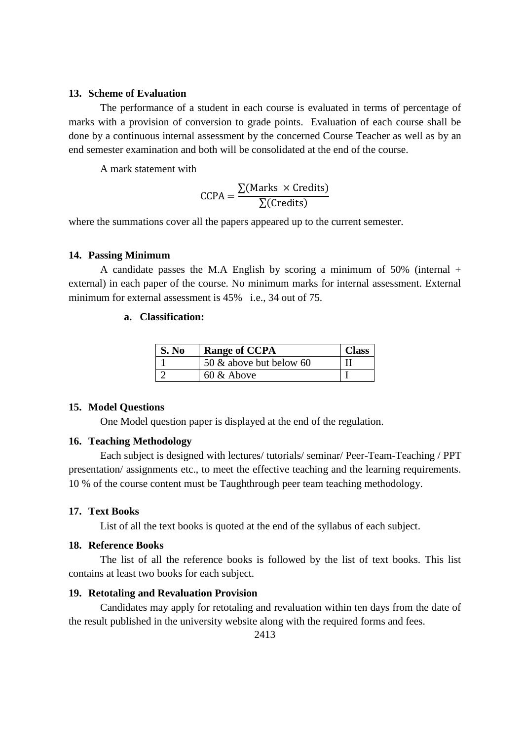### 13. Scheme of Evaluation

The performance of a student in each course is evaluated in terms of percentage of marks with a provision of conversion to grade points. Evaluation of each course shall be done by a continuous internal assessment by the concerned Course Teacher as well as by an end semester examination and both will be consolidated at the end of the course.

A mark statement with

$$\text{CCPA} = \frac{\sum(\text{Marks } \times \text{Credits})}{\sum(\text{Credits})}$$

where the summations cover all the papers appeared up to the current semester.

### 14. Passing Minimum

A candidate passes the M.A English by scoring a minimum of 50% (internal + external) in each paper of the course. No minimum marks for internal assessment. External minimum for external assessment is 45% i.e., 34 out of 75.

**a. Classification:**

| S. No | Range of CCPA | Class |
|---|---|---|
| 1 | 50 & above but below 60 | II |
| 2 | 60 & Above | I |

### 15. Model Questions

One Model question paper is displayed at the end of the regulation.

### 16. Teaching Methodology

Each subject is designed with lectures/ tutorials/ seminar/ Peer-Team-Teaching / PPT presentation/ assignments etc., to meet the effective teaching and the learning requirements. 10 % of the course content must be Taughthrough peer team teaching methodology.

### 17. Text Books

List of all the text books is quoted at the end of the syllabus of each subject.

### 18. Reference Books

The list of all the reference books is followed by the list of text books. This list contains at least two books for each subject.

### 19. Retotaling and Revaluation Provision

Candidates may apply for retotaling and revaluation within ten days from the date of the result published in the university website along with the required forms and fees.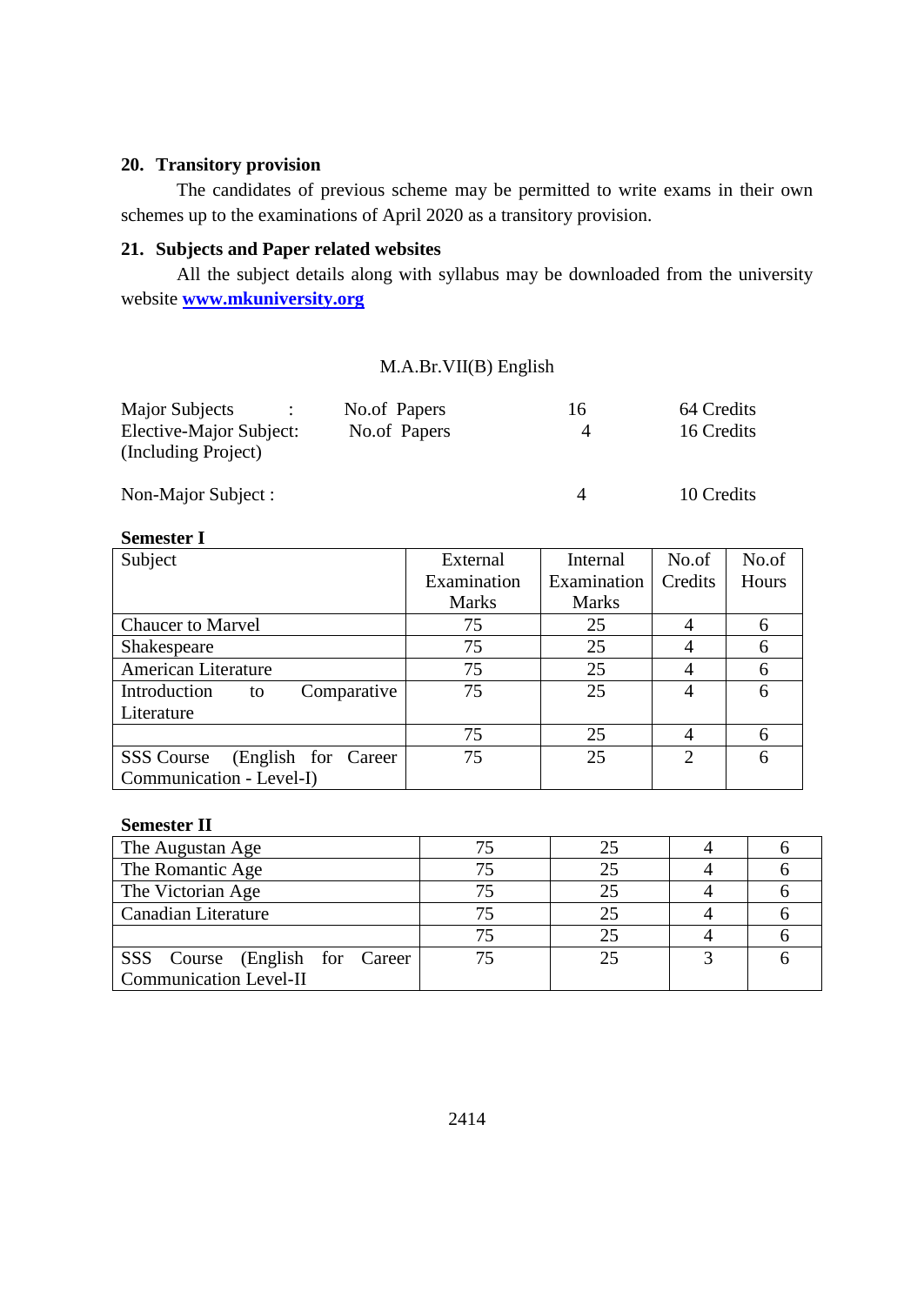## 20. Transitory provision

The candidates of previous scheme may be permitted to write exams in their own schemes up to the examinations of April 2020 as a transitory provision.

## 21. Subjects and Paper related websites

All the subject details along with syllabus may be downloaded from the university website **www.mkuniversity.org**

M.A.Br.VII(B) English

| | | | |
|---|---|---|---|
| Major Subjects : | No.of Papers | 16 | 64 Credits |
| Elective-Major Subject: (Including Project) | No.of Papers | 4 | 16 Credits |
| Non-Major Subject : | | 4 | 10 Credits |

**Semester I**

| Subject | External Examination Marks | Internal Examination Marks | No.of Credits | No.of Hours |
|---|---|---|---|---|
| Chaucer to Marvel | 75 | 25 | 4 | 6 |
| Shakespeare | 75 | 25 | 4 | 6 |
| American Literature | 75 | 25 | 4 | 6 |
| Introduction to Comparative Literature | 75 | 25 | 4 | 6 |
| | 75 | 25 | 4 | 6 |
| SSS Course (English for Career Communication - Level-I) | 75 | 25 | 2 | 6 |

**Semester II**

| | | | | |
|---|---|---|---|---|
| The Augustan Age | 75 | 25 | 4 | 6 |
| The Romantic Age | 75 | 25 | 4 | 6 |
| The Victorian Age | 75 | 25 | 4 | 6 |
| Canadian Literature | 75 | 25 | 4 | 6 |
| | 75 | 25 | 4 | 6 |
| SSS Course (English for Career Communication Level-II | 75 | 25 | 3 | 6 |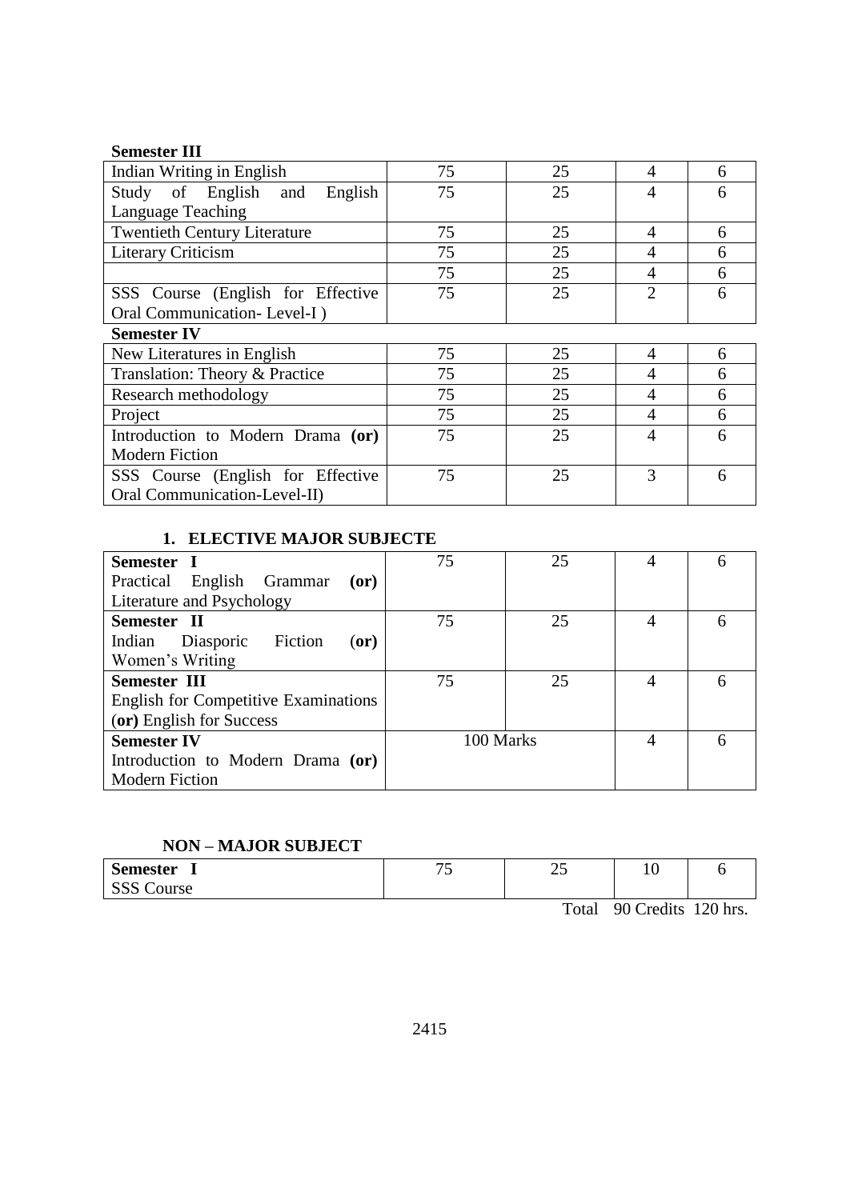**Semester III**

| | | | | |
|---|---|---|---|---|
| Indian Writing in English | 75 | 25 | 4 | 6 |
| Study of English and English Language Teaching | 75 | 25 | 4 | 6 |
| Twentieth Century Literature | 75 | 25 | 4 | 6 |
| Literary Criticism | 75 | 25 | 4 | 6 |
| | 75 | 25 | 4 | 6 |
| SSS Course (English for Effective Oral Communication- Level-I ) | 75 | 25 | 2 | 6 |
| **Semester IV** | | | | |
| New Literatures in English | 75 | 25 | 4 | 6 |
| Translation: Theory & Practice | 75 | 25 | 4 | 6 |
| Research methodology | 75 | 25 | 4 | 6 |
| Project | 75 | 25 | 4 | 6 |
| Introduction to Modern Drama **(or)** Modern Fiction | 75 | 25 | 4 | 6 |
| SSS Course (English for Effective Oral Communication-Level-II) | 75 | 25 | 3 | 6 |

## 1. ELECTIVE MAJOR SUBJECTE

| | | | | |
|---|---|---|---|---|
| **Semester I** Practical English Grammar **(or)** Literature and Psychology | 75 | 25 | 4 | 6 |
| **Semester II** Indian Diasporic Fiction (**or**) Women's Writing | 75 | 25 | 4 | 6 |
| **Semester III** English for Competitive Examinations (**or**) English for Success | 75 | 25 | 4 | 6 |
| **Semester IV** Introduction to Modern Drama **(or)** Modern Fiction | 100 Marks | | 4 | 6 |

## NON – MAJOR SUBJECT

| | | | | |
|---|---|---|---|---|
| **Semester I** SSS Course | 75 | 25 | 10 | 6 |

Total 90 Credits 120 hrs.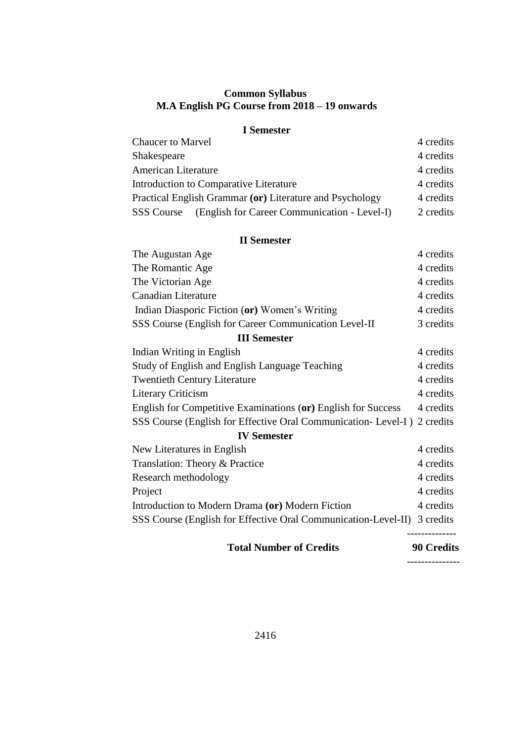**Common Syllabus**
**M.A English PG Course from 2018 – 19 onwards**

**I Semester**

| | |
|---|---|
| Chaucer to Marvel | 4 credits |
| Shakespeare | 4 credits |
| American Literature | 4 credits |
| Introduction to Comparative Literature | 4 credits |
| Practical English Grammar **(or)** Literature and Psychology | 4 credits |
| SSS Course (English for Career Communication - Level-I) | 2 credits |

**II Semester**

| | |
|---|---|
| The Augustan Age | 4 credits |
| The Romantic Age | 4 credits |
| The Victorian Age | 4 credits |
| Canadian Literature | 4 credits |
| Indian Diasporic Fiction (**or**) Women's Writing | 4 credits |
| SSS Course (English for Career Communication Level-II | 3 credits |

**III Semester**

| | |
|---|---|
| Indian Writing in English | 4 credits |
| Study of English and English Language Teaching | 4 credits |
| Twentieth Century Literature | 4 credits |
| Literary Criticism | 4 credits |
| English for Competitive Examinations (**or**) English for Success | 4 credits |
| SSS Course (English for Effective Oral Communication- Level-I ) | 2 credits |

**IV Semester**

| | |
|---|---|
| New Literatures in English | 4 credits |
| Translation: Theory & Practice | 4 credits |
| Research methodology | 4 credits |
| Project | 4 credits |
| Introduction to Modern Drama **(or)** Modern Fiction | 4 credits |
| SSS Course (English for Effective Oral Communication-Level-II) | 3 credits |
| **Total Number of Credits** | **90 Credits** |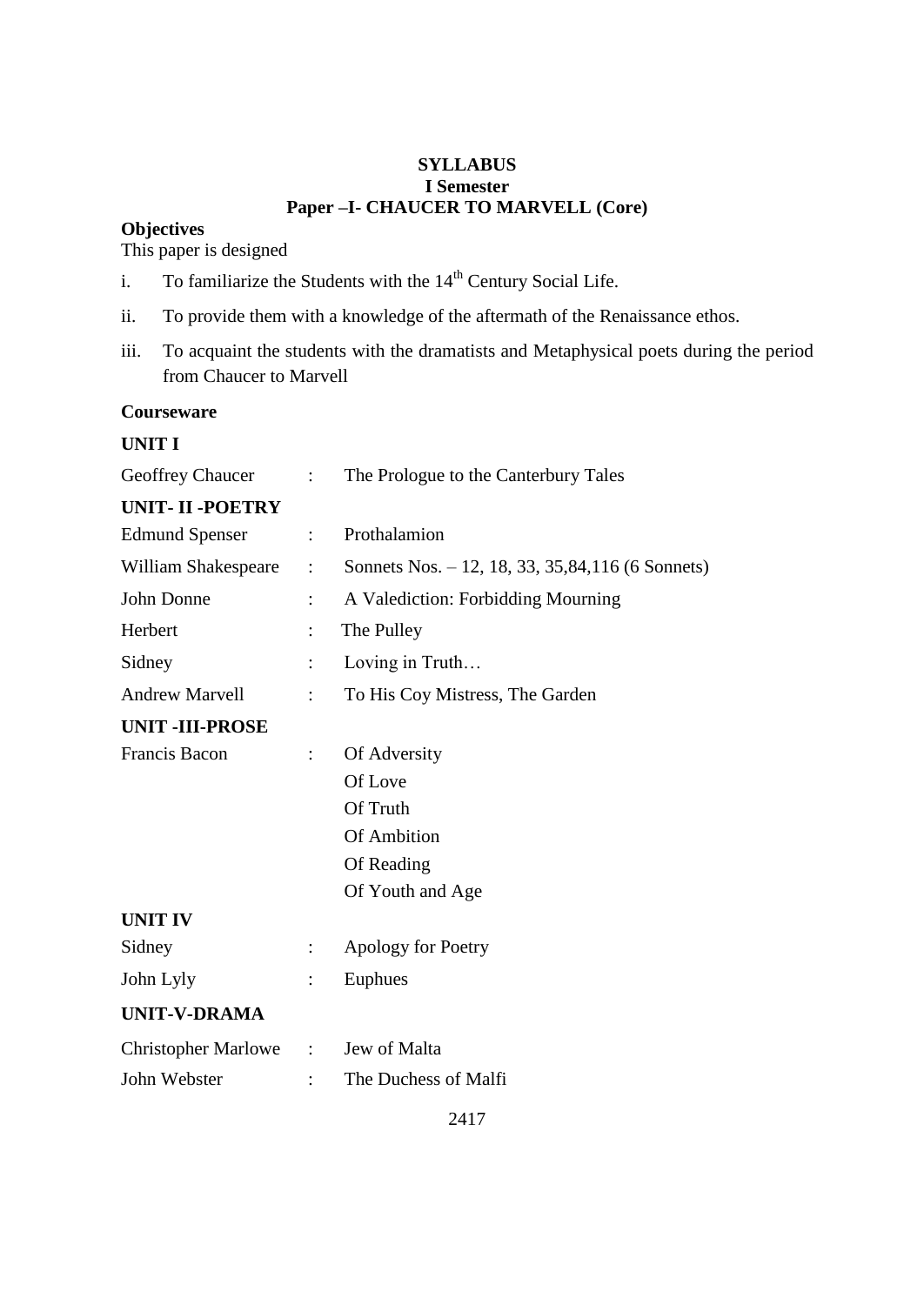# SYLLABUS

## I Semester

## Paper –I- CHAUCER TO MARVELL (Core)

**Objectives**

This paper is designed

i. To familiarize the Students with the 14th Century Social Life.

ii. To provide them with a knowledge of the aftermath of the Renaissance ethos.

iii. To acquaint the students with the dramatists and Metaphysical poets during the period from Chaucer to Marvell

**Courseware**

**UNIT I**

Geoffrey Chaucer : The Prologue to the Canterbury Tales

**UNIT- II -POETRY**

Edmund Spenser : Prothalamion

William Shakespeare : Sonnets Nos. – 12, 18, 33, 35,84,116 (6 Sonnets)

John Donne : A Valediction: Forbidding Mourning

Herbert : The Pulley

Sidney : Loving in Truth…

Andrew Marvell : To His Coy Mistress, The Garden

**UNIT -III-PROSE**

Francis Bacon : Of Adversity

Of Love

Of Truth

Of Ambition

Of Reading

Of Youth and Age

**UNIT IV**

Sidney : Apology for Poetry

John Lyly : Euphues

**UNIT-V-DRAMA**

Christopher Marlowe : Jew of Malta

John Webster : The Duchess of Malfi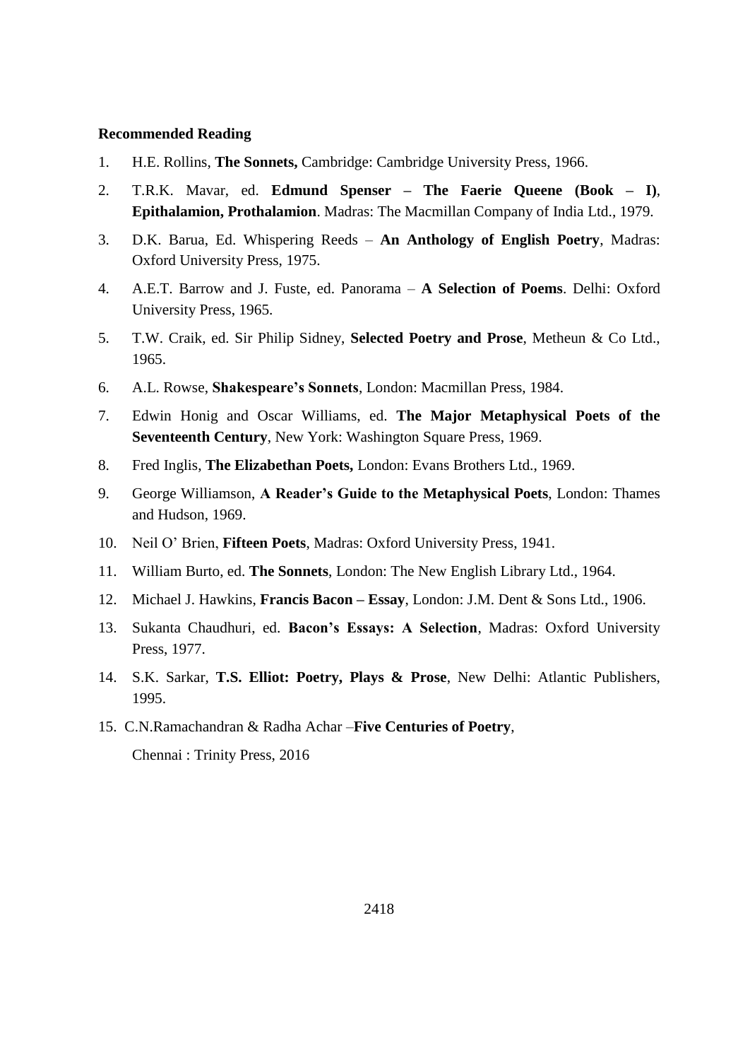**Recommended Reading**

1. H.E. Rollins, **The Sonnets,** Cambridge: Cambridge University Press, 1966.
2. T.R.K. Mavar, ed. **Edmund Spenser – The Faerie Queene (Book – I)**, **Epithalamion, Prothalamion**. Madras: The Macmillan Company of India Ltd., 1979.
3. D.K. Barua, Ed. Whispering Reeds – **An Anthology of English Poetry**, Madras: Oxford University Press, 1975.
4. A.E.T. Barrow and J. Fuste, ed. Panorama – **A Selection of Poems**. Delhi: Oxford University Press, 1965.
5. T.W. Craik, ed. Sir Philip Sidney, **Selected Poetry and Prose**, Metheun & Co Ltd., 1965.
6. A.L. Rowse, **Shakespeare's Sonnets**, London: Macmillan Press, 1984.
7. Edwin Honig and Oscar Williams, ed. **The Major Metaphysical Poets of the Seventeenth Century**, New York: Washington Square Press, 1969.
8. Fred Inglis, **The Elizabethan Poets,** London: Evans Brothers Ltd., 1969.
9. George Williamson, **A Reader's Guide to the Metaphysical Poets**, London: Thames and Hudson, 1969.
10. Neil O' Brien, **Fifteen Poets**, Madras: Oxford University Press, 1941.
11. William Burto, ed. **The Sonnets**, London: The New English Library Ltd., 1964.
12. Michael J. Hawkins, **Francis Bacon – Essay**, London: J.M. Dent & Sons Ltd., 1906.
13. Sukanta Chaudhuri, ed. **Bacon's Essays: A Selection**, Madras: Oxford University Press, 1977.
14. S.K. Sarkar, **T.S. Elliot: Poetry, Plays & Prose**, New Delhi: Atlantic Publishers, 1995.
15. C.N.Ramachandran & Radha Achar –**Five Centuries of Poetry**, Chennai : Trinity Press, 2016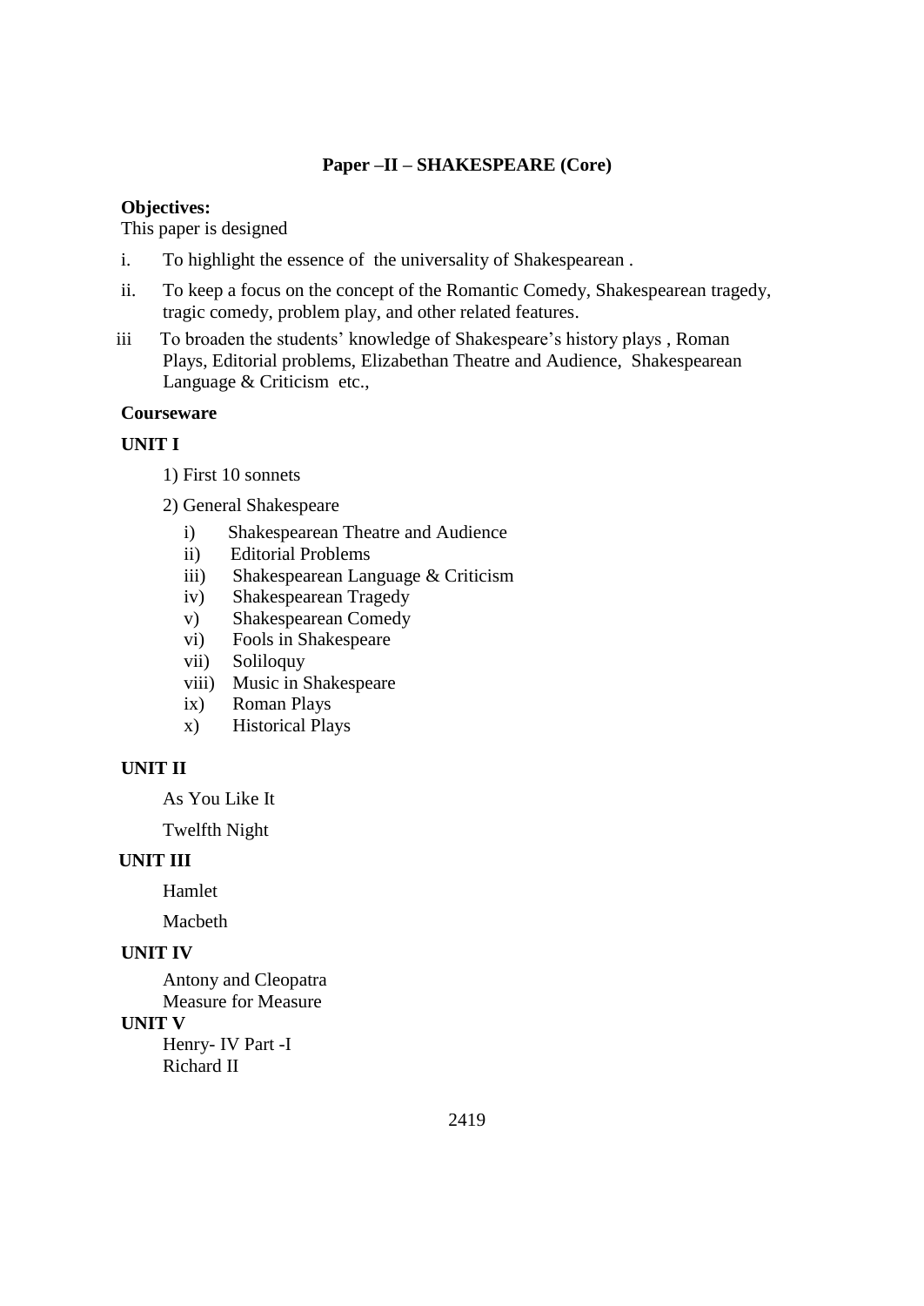## Paper –II – SHAKESPEARE (Core)

**Objectives:**

This paper is designed

i. To highlight the essence of the universality of Shakespearean .

ii. To keep a focus on the concept of the Romantic Comedy, Shakespearean tragedy, tragic comedy, problem play, and other related features.

iii To broaden the students' knowledge of Shakespeare's history plays , Roman Plays, Editorial problems, Elizabethan Theatre and Audience, Shakespearean Language & Criticism etc.,

**Courseware**

**UNIT I**

1) First 10 sonnets

2) General Shakespeare

- i) Shakespearean Theatre and Audience
- ii) Editorial Problems
- iii) Shakespearean Language & Criticism
- iv) Shakespearean Tragedy
- v) Shakespearean Comedy
- vi) Fools in Shakespeare
- vii) Soliloquy
- viii) Music in Shakespeare
- ix) Roman Plays
- x) Historical Plays

**UNIT II**

As You Like It

Twelfth Night

**UNIT III**

Hamlet

Macbeth

**UNIT IV**

Antony and Cleopatra

Measure for Measure

**UNIT V**

Henry- IV Part -I

Richard II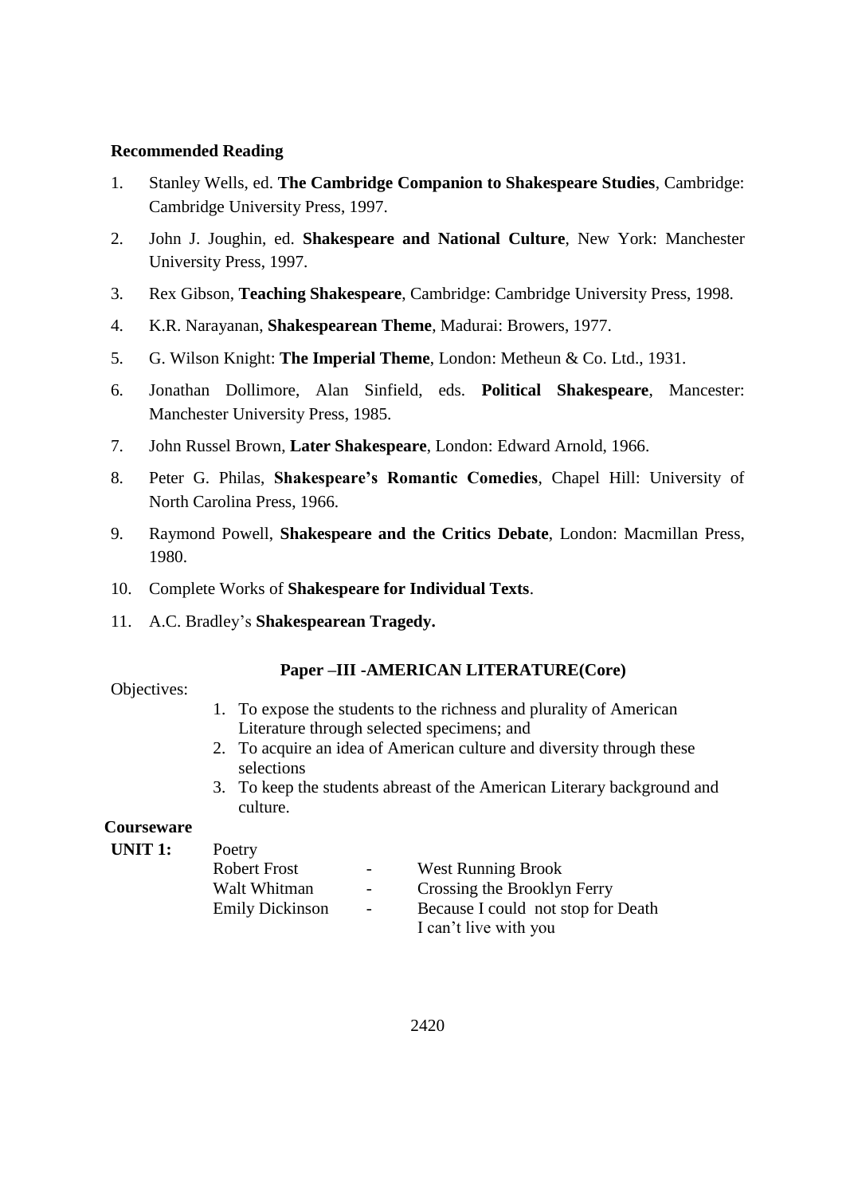**Recommended Reading**

1. Stanley Wells, ed. **The Cambridge Companion to Shakespeare Studies**, Cambridge: Cambridge University Press, 1997.
2. John J. Joughin, ed. **Shakespeare and National Culture**, New York: Manchester University Press, 1997.
3. Rex Gibson, **Teaching Shakespeare**, Cambridge: Cambridge University Press, 1998.
4. K.R. Narayanan, **Shakespearean Theme**, Madurai: Browers, 1977.
5. G. Wilson Knight: **The Imperial Theme**, London: Metheun & Co. Ltd., 1931.
6. Jonathan Dollimore, Alan Sinfield, eds. **Political Shakespeare**, Mancester: Manchester University Press, 1985.
7. John Russel Brown, **Later Shakespeare**, London: Edward Arnold, 1966.
8. Peter G. Philas, **Shakespeare's Romantic Comedies**, Chapel Hill: University of North Carolina Press, 1966.
9. Raymond Powell, **Shakespeare and the Critics Debate**, London: Macmillan Press, 1980.
10. Complete Works of **Shakespeare for Individual Texts**.
11. A.C. Bradley's **Shakespearean Tragedy.**

## Paper –III -AMERICAN LITERATURE(Core)

Objectives:

1. To expose the students to the richness and plurality of American Literature through selected specimens; and
2. To acquire an idea of American culture and diversity through these selections
3. To keep the students abreast of the American Literary background and culture.

**Courseware**

**UNIT 1:** Poetry

| | | | |
|---|---|---|---|
| | Robert Frost | - | West Running Brook |
| | Walt Whitman | - | Crossing the Brooklyn Ferry |
| | Emily Dickinson | - | Because I could not stop for Death |
| | | | I can't live with you |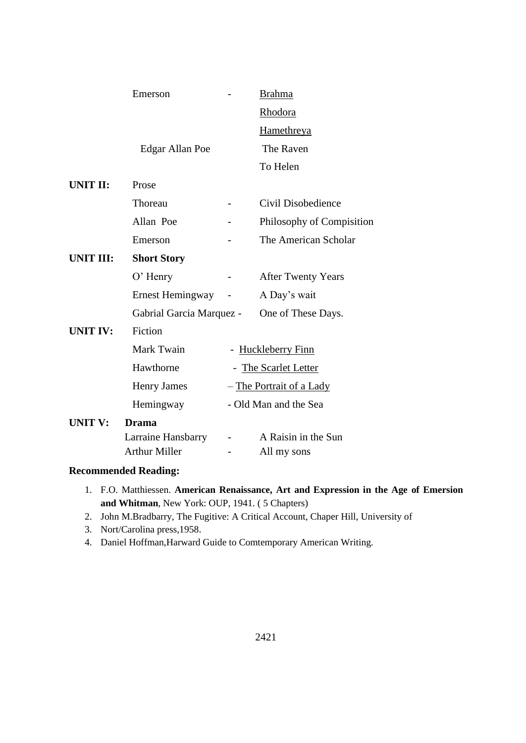| | | | |
|---|---|---|---|
| | Emerson | - | Brahma |
| | | | Rhodora |
| | | | Hamethreya |
| | Edgar Allan Poe | | The Raven |
| | | | To Helen |
| **UNIT II:** | Prose | | |
| | Thoreau | - | Civil Disobedience |
| | Allan Poe | - | Philosophy of Compisition |
| | Emerson | - | The American Scholar |
| **UNIT III:** | **Short Story** | | |
| | O' Henry | - | After Twenty Years |
| | Ernest Hemingway | - | A Day's wait |
| | Gabrial Garcia Marquez | - | One of These Days. |
| **UNIT IV:** | Fiction | | |
| | Mark Twain | - | Huckleberry Finn |
| | Hawthorne | - | The Scarlet Letter |
| | Henry James | – | The Portrait of a Lady |
| | Hemingway | - | Old Man and the Sea |
| **UNIT V:** | **Drama** | | |
| | Larraine Hansbarry | - | A Raisin in the Sun |
| | Arthur Miller | - | All my sons |

**Recommended Reading:**

1. F.O. Matthiessen. **American Renaissance, Art and Expression in the Age of Emersion and Whitman**, New York: OUP, 1941. ( 5 Chapters)
2. John M.Bradbarry, The Fugitive: A Critical Account, Chaper Hill, University of
3. Nort/Carolina press,1958.
4. Daniel Hoffman,Harward Guide to Comtemporary American Writing.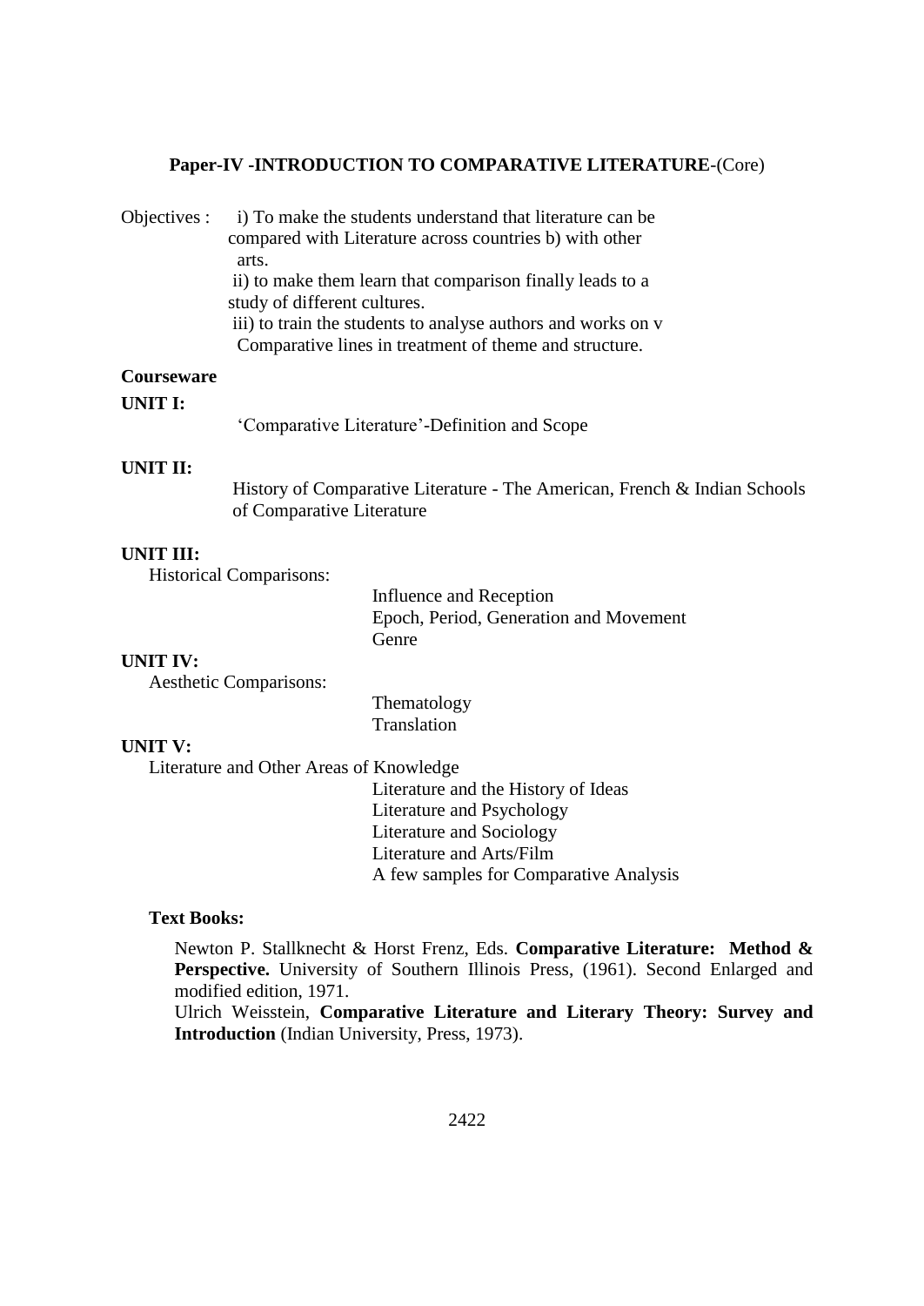## Paper-IV -INTRODUCTION TO COMPARATIVE LITERATURE-(Core)

Objectives : i) To make the students understand that literature can be compared with Literature across countries b) with other arts.

ii) to make them learn that comparison finally leads to a study of different cultures.

iii) to train the students to analyse authors and works on v Comparative lines in treatment of theme and structure.

**Courseware**

**UNIT I:**

'Comparative Literature'-Definition and Scope

**UNIT II:**

History of Comparative Literature - The American, French & Indian Schools of Comparative Literature

**UNIT III:**

Historical Comparisons:

- Influence and Reception
- Epoch, Period, Generation and Movement
- Genre

**UNIT IV:**

Aesthetic Comparisons:

- Thematology
- Translation

**UNIT V:**

Literature and Other Areas of Knowledge

- Literature and the History of Ideas
- Literature and Psychology
- Literature and Sociology
- Literature and Arts/Film
- A few samples for Comparative Analysis

**Text Books:**

Newton P. Stallknecht & Horst Frenz, Eds. **Comparative Literature: Method & Perspective.** University of Southern Illinois Press, (1961). Second Enlarged and modified edition, 1971.

Ulrich Weisstein, **Comparative Literature and Literary Theory: Survey and Introduction** (Indian University, Press, 1973).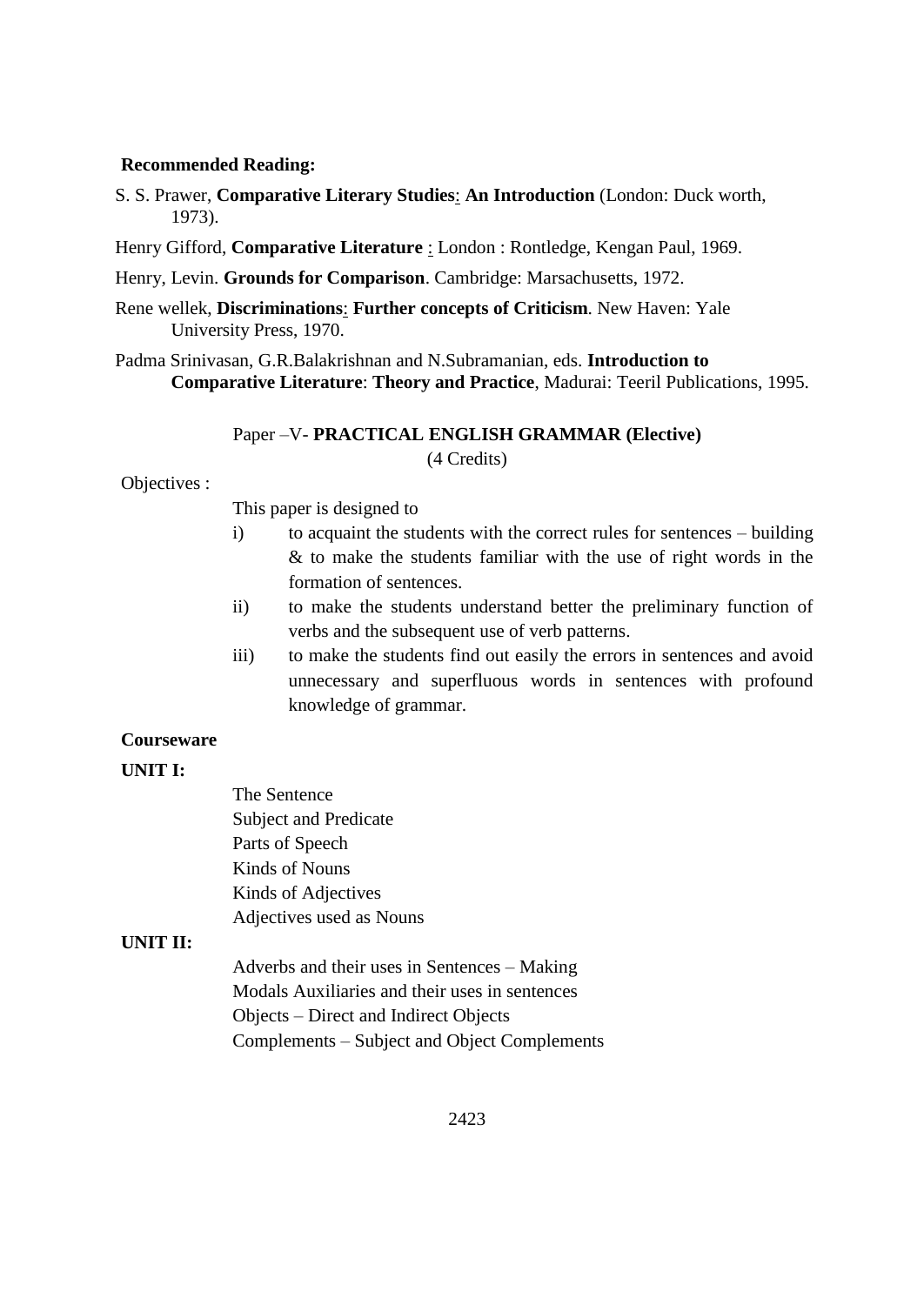**Recommended Reading:**

S. S. Prawer, **Comparative Literary Studies**: **An Introduction** (London: Duck worth, 1973).

Henry Gifford, **Comparative Literature** : London : Rontledge, Kengan Paul, 1969.

Henry, Levin. **Grounds for Comparison**. Cambridge: Marsachusetts, 1972.

Rene wellek, **Discriminations**: **Further concepts of Criticism**. New Haven: Yale University Press, 1970.

Padma Srinivasan, G.R.Balakrishnan and N.Subramanian, eds. **Introduction to Comparative Literature**: **Theory and Practice**, Madurai: Teeril Publications, 1995.

## Paper –V- **PRACTICAL ENGLISH GRAMMAR (Elective)**

(4 Credits)

Objectives :

This paper is designed to

i) to acquaint the students with the correct rules for sentences – building & to make the students familiar with the use of right words in the formation of sentences.

ii) to make the students understand better the preliminary function of verbs and the subsequent use of verb patterns.

iii) to make the students find out easily the errors in sentences and avoid unnecessary and superfluous words in sentences with profound knowledge of grammar.

**Courseware**

**UNIT I:**

The Sentence
Subject and Predicate
Parts of Speech
Kinds of Nouns
Kinds of Adjectives
Adjectives used as Nouns

**UNIT II:**

Adverbs and their uses in Sentences – Making
Modals Auxiliaries and their uses in sentences
Objects – Direct and Indirect Objects
Complements – Subject and Object Complements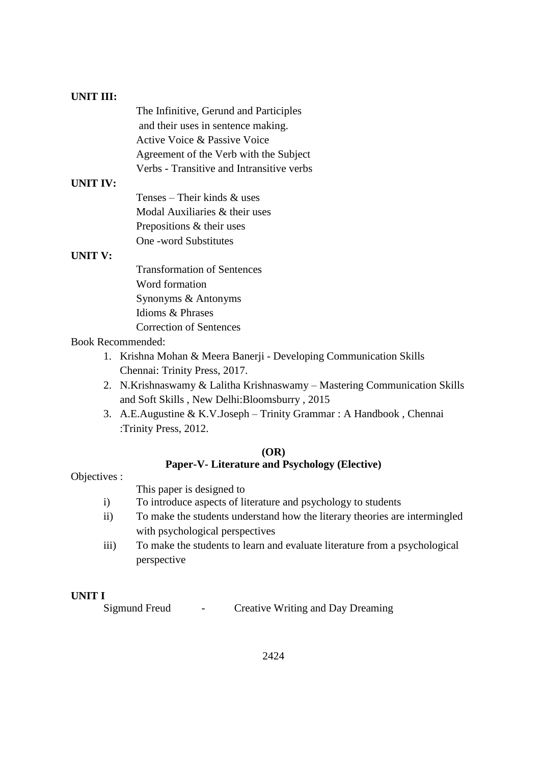**UNIT III:**

The Infinitive, Gerund and Participles and their uses in sentence making.
Active Voice & Passive Voice
Agreement of the Verb with the Subject
Verbs - Transitive and Intransitive verbs

**UNIT IV:**

Tenses – Their kinds & uses
Modal Auxiliaries & their uses
Prepositions & their uses
One -word Substitutes

**UNIT V:**

Transformation of Sentences
Word formation
Synonyms & Antonyms
Idioms & Phrases
Correction of Sentences

Book Recommended:

1. Krishna Mohan & Meera Banerji - Developing Communication Skills Chennai: Trinity Press, 2017.
2. N.Krishnaswamy & Lalitha Krishnaswamy – Mastering Communication Skills and Soft Skills , New Delhi:Bloomsburry , 2015
3. A.E.Augustine & K.V.Joseph – Trinity Grammar : A Handbook , Chennai :Trinity Press, 2012.

**(OR)**

**Paper-V- Literature and Psychology (Elective)**

Objectives :

This paper is designed to

i) To introduce aspects of literature and psychology to students
ii) To make the students understand how the literary theories are intermingled with psychological perspectives
iii) To make the students to learn and evaluate literature from a psychological perspective

**UNIT I**

Sigmund Freud - Creative Writing and Day Dreaming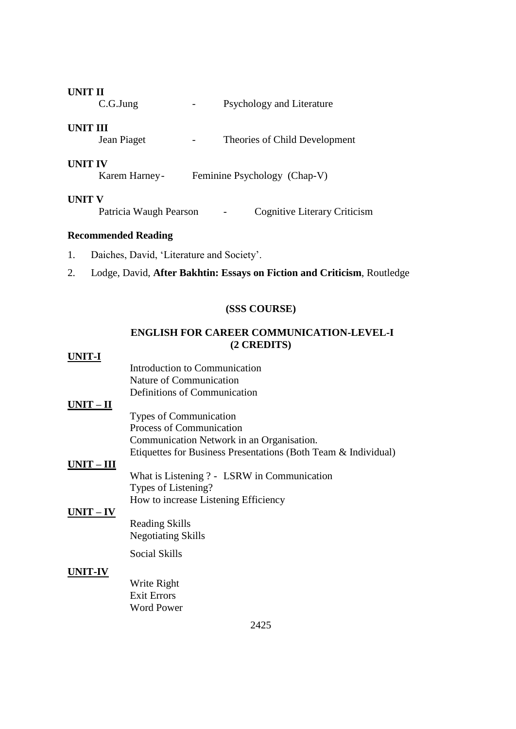**UNIT II**

C.G.Jung - Psychology and Literature

**UNIT III**

Jean Piaget - Theories of Child Development

**UNIT IV**

Karem Harney- Feminine Psychology (Chap-V)

**UNIT V**

Patricia Waugh Pearson - Cognitive Literary Criticism

**Recommended Reading**

1. Daiches, David, 'Literature and Society'.
2. Lodge, David, **After Bakhtin: Essays on Fiction and Criticism**, Routledge

**(SSS COURSE)**

**ENGLISH FOR CAREER COMMUNICATION-LEVEL-I (2 CREDITS)**

**UNIT-I**

Introduction to Communication
Nature of Communication
Definitions of Communication

**UNIT – II**

Types of Communication
Process of Communication
Communication Network in an Organisation.
Etiquettes for Business Presentations (Both Team & Individual)

**UNIT – III**

What is Listening ? - LSRW in Communication
Types of Listening?
How to increase Listening Efficiency

**UNIT – IV**

Reading Skills
Negotiating Skills

Social Skills

**UNIT-IV**

Write Right
Exit Errors
Word Power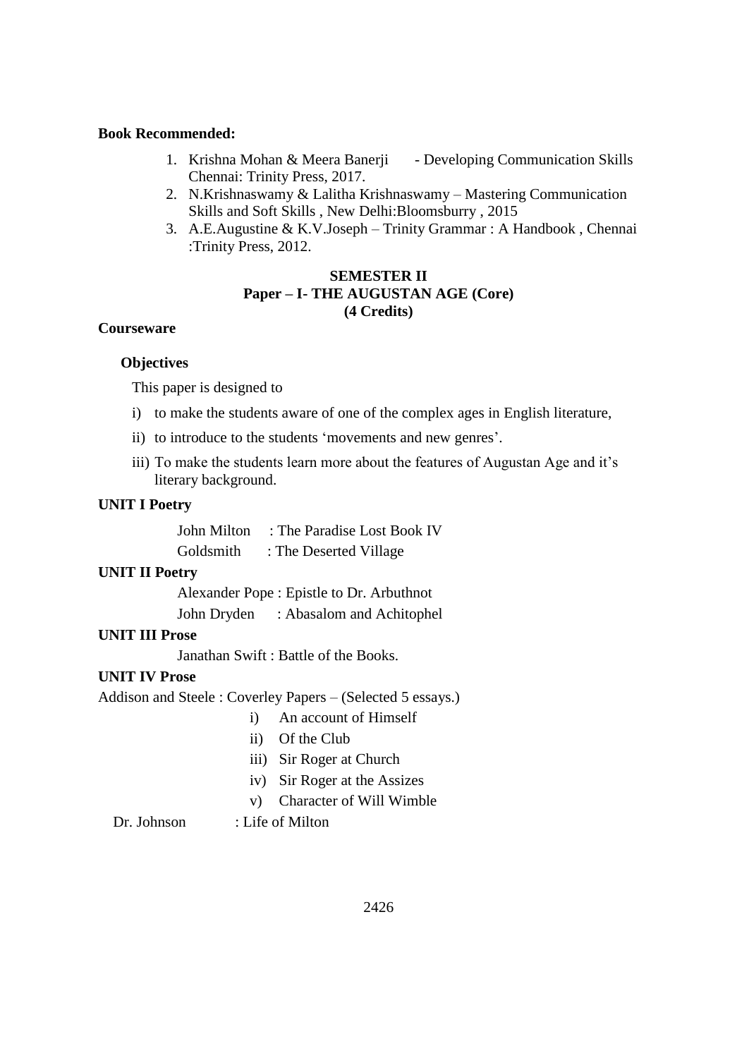**Book Recommended:**

1. Krishna Mohan & Meera Banerji - Developing Communication Skills Chennai: Trinity Press, 2017.
2. N.Krishnaswamy & Lalitha Krishnaswamy – Mastering Communication Skills and Soft Skills , New Delhi:Bloomsburry , 2015
3. A.E.Augustine & K.V.Joseph – Trinity Grammar : A Handbook , Chennai :Trinity Press, 2012.

## SEMESTER II
## Paper – I- THE AUGUSTAN AGE (Core)
**(4 Credits)**

**Courseware**

**Objectives**

This paper is designed to

i) to make the students aware of one of the complex ages in English literature,

ii) to introduce to the students 'movements and new genres'.

iii) To make the students learn more about the features of Augustan Age and it's literary background.

**UNIT I Poetry**

John Milton : The Paradise Lost Book IV

Goldsmith : The Deserted Village

**UNIT II Poetry**

Alexander Pope : Epistle to Dr. Arbuthnot

John Dryden : Abasalom and Achitophel

**UNIT III Prose**

Janathan Swift : Battle of the Books.

**UNIT IV Prose**

Addison and Steele : Coverley Papers – (Selected 5 essays.)

i) An account of Himself
ii) Of the Club
iii) Sir Roger at Church
iv) Sir Roger at the Assizes
v) Character of Will Wimble

Dr. Johnson : Life of Milton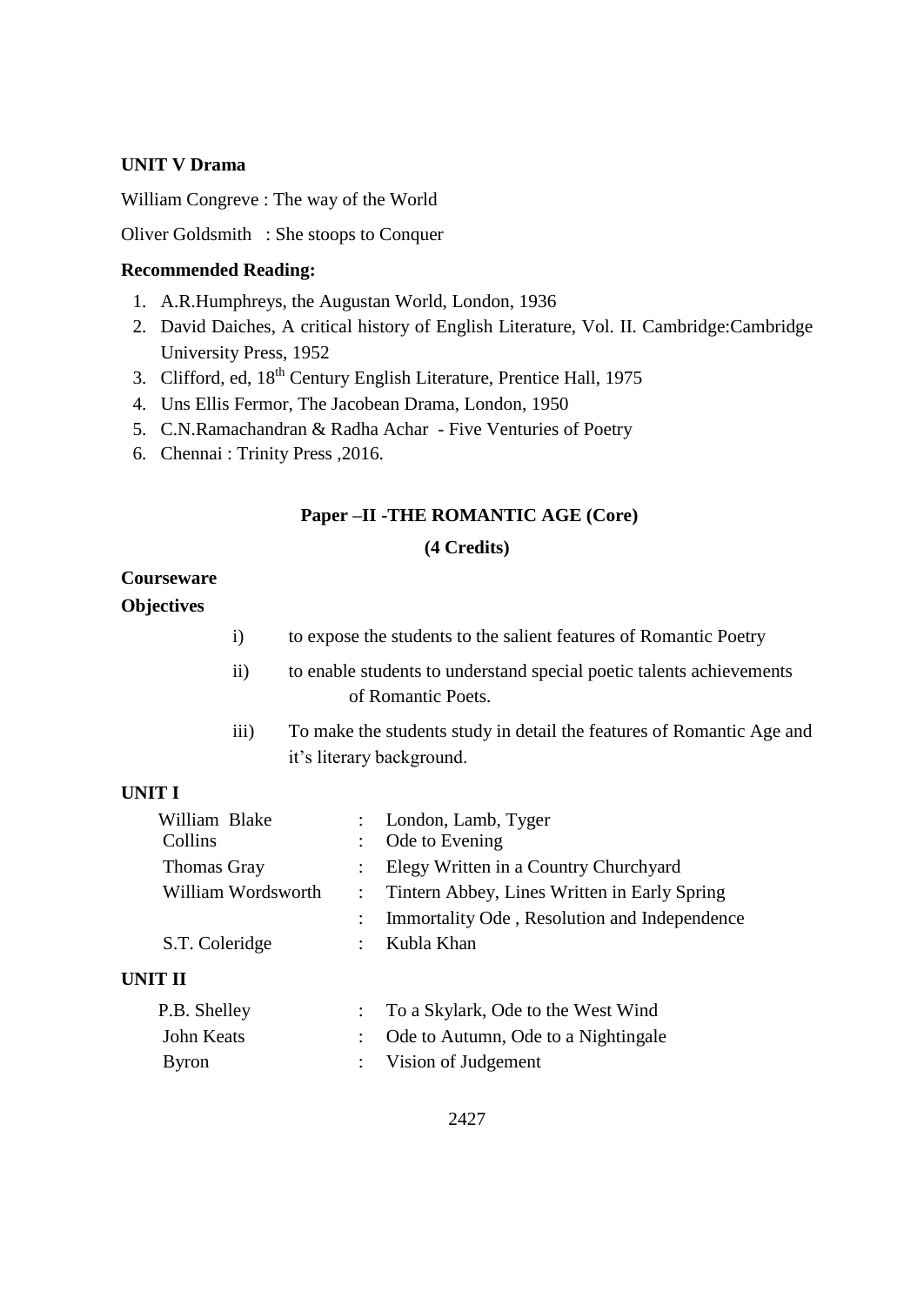**UNIT V Drama**

William Congreve : The way of the World

Oliver Goldsmith : She stoops to Conquer

**Recommended Reading:**

1. A.R.Humphreys, the Augustan World, London, 1936
2. David Daiches, A critical history of English Literature, Vol. II. Cambridge:Cambridge University Press, 1952
3. Clifford, ed, 18th Century English Literature, Prentice Hall, 1975
4. Uns Ellis Fermor, The Jacobean Drama, London, 1950
5. C.N.Ramachandran & Radha Achar - Five Venturies of Poetry
6. Chennai : Trinity Press ,2016.

## Paper –II -THE ROMANTIC AGE (Core)

### (4 Credits)

**Courseware**

**Objectives**

i) to expose the students to the salient features of Romantic Poetry

ii) to enable students to understand special poetic talents achievements of Romantic Poets.

iii) To make the students study in detail the features of Romantic Age and it's literary background.

**UNIT I**

| | | |
|---|---|---|
| William Blake | : | London, Lamb, Tyger |
| Collins | : | Ode to Evening |
| Thomas Gray | : | Elegy Written in a Country Churchyard |
| William Wordsworth | : | Tintern Abbey, Lines Written in Early Spring |
| | : | Immortality Ode , Resolution and Independence |
| S.T. Coleridge | : | Kubla Khan |

**UNIT II**

| | | |
|---|---|---|
| P.B. Shelley | : | To a Skylark, Ode to the West Wind |
| John Keats | : | Ode to Autumn, Ode to a Nightingale |
| Byron | : | Vision of Judgement |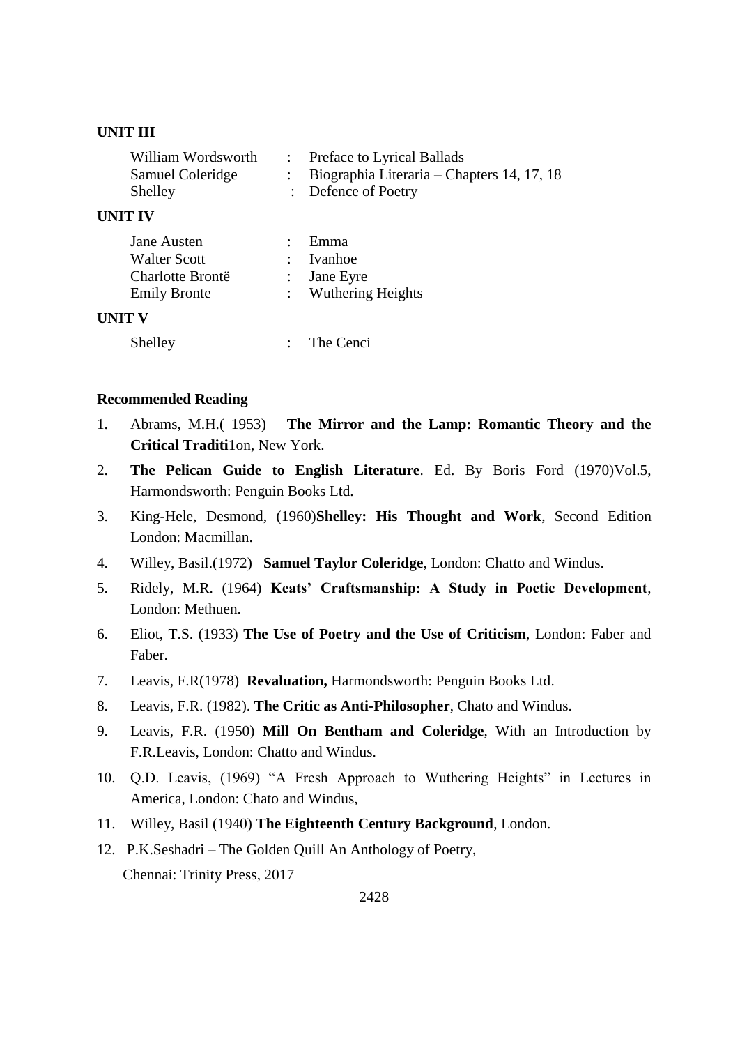**UNIT III**

| | | |
|---|---|---|
| William Wordsworth | : | Preface to Lyrical Ballads |
| Samuel Coleridge | : | Biographia Literaria – Chapters 14, 17, 18 |
| Shelley | : | Defence of Poetry |

**UNIT IV**

| | | |
|---|---|---|
| Jane Austen | : | Emma |
| Walter Scott | : | Ivanhoe |
| Charlotte Brontë | : | Jane Eyre |
| Emily Bronte | : | Wuthering Heights |

**UNIT V**

| | | |
|---|---|---|
| Shelley | : | The Cenci |

**Recommended Reading**

1. Abrams, M.H.( 1953) **The Mirror and the Lamp: Romantic Theory and the Critical Traditi**1on, New York.
2. **The Pelican Guide to English Literature**. Ed. By Boris Ford (1970)Vol.5, Harmondsworth: Penguin Books Ltd.
3. King-Hele, Desmond, (1960)**Shelley: His Thought and Work**, Second Edition London: Macmillan.
4. Willey, Basil.(1972) **Samuel Taylor Coleridge**, London: Chatto and Windus.
5. Ridely, M.R. (1964) **Keats' Craftsmanship: A Study in Poetic Development**, London: Methuen.
6. Eliot, T.S. (1933) **The Use of Poetry and the Use of Criticism**, London: Faber and Faber.
7. Leavis, F.R(1978) **Revaluation,** Harmondsworth: Penguin Books Ltd.
8. Leavis, F.R. (1982). **The Critic as Anti-Philosopher**, Chato and Windus.
9. Leavis, F.R. (1950) **Mill On Bentham and Coleridge**, With an Introduction by F.R.Leavis, London: Chatto and Windus.
10. Q.D. Leavis, (1969) "A Fresh Approach to Wuthering Heights" in Lectures in America, London: Chato and Windus,
11. Willey, Basil (1940) **The Eighteenth Century Background**, London.
12. P.K.Seshadri – The Golden Quill An Anthology of Poetry, Chennai: Trinity Press, 2017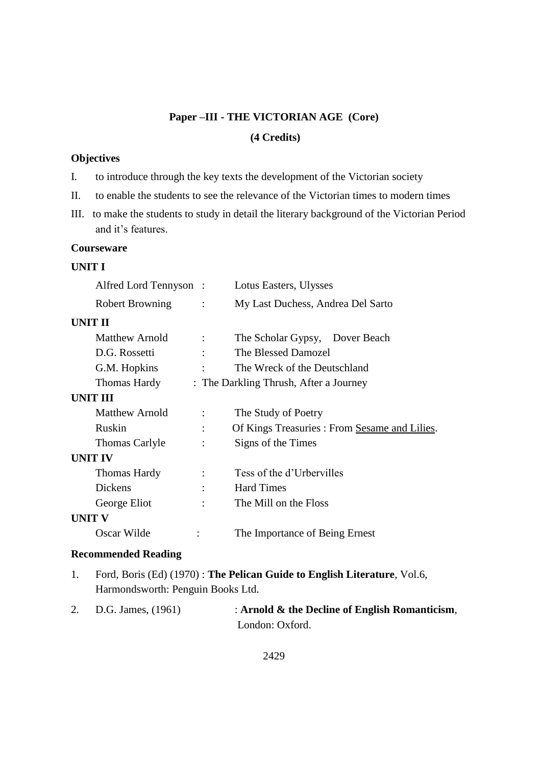## Paper –III - THE VICTORIAN AGE (Core)

### (4 Credits)

**Objectives**

I. to introduce through the key texts the development of the Victorian society

II. to enable the students to see the relevance of the Victorian times to modern times

III. to make the students to study in detail the literary background of the Victorian Period and it's features.

**Courseware**

**UNIT I**

| | | |
|---|---|---|
| Alfred Lord Tennyson | : | Lotus Easters, Ulysses |
| Robert Browning | : | My Last Duchess, Andrea Del Sarto |

**UNIT II**

| | | |
|---|---|---|
| Matthew Arnold | : | The Scholar Gypsy, Dover Beach |
| D.G. Rossetti | : | The Blessed Damozel |
| G.M. Hopkins | : | The Wreck of the Deutschland |
| Thomas Hardy | : | The Darkling Thrush, After a Journey |

**UNIT III**

| | | |
|---|---|---|
| Matthew Arnold | : | The Study of Poetry |
| Ruskin | : | Of Kings Treasuries : From Sesame and Lilies. |
| Thomas Carlyle | : | Signs of the Times |

**UNIT IV**

| | | |
|---|---|---|
| Thomas Hardy | : | Tess of the d'Urbervilles |
| Dickens | : | Hard Times |
| George Eliot | : | The Mill on the Floss |

**UNIT V**

| | | |
|---|---|---|
| Oscar Wilde | : | The Importance of Being Ernest |

**Recommended Reading**

1. Ford, Boris (Ed) (1970) : **The Pelican Guide to English Literature**, Vol.6, Harmondsworth: Penguin Books Ltd.
2. D.G. James, (1961) : **Arnold & the Decline of English Romanticism**, London: Oxford.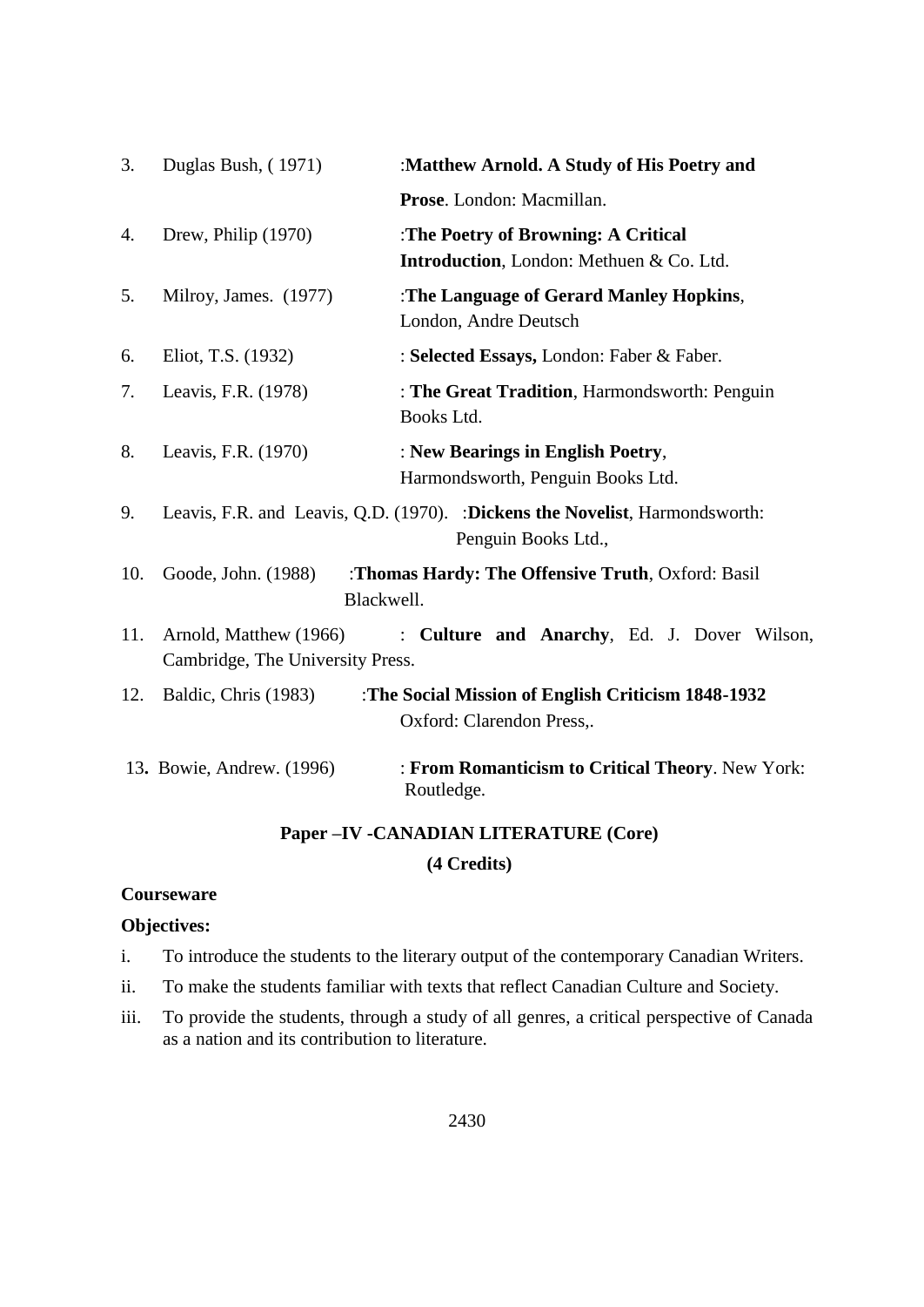3. Duglas Bush, ( 1971) :**Matthew Arnold. A Study of His Poetry and Prose**. London: Macmillan.
4. Drew, Philip (1970) :**The Poetry of Browning: A Critical Introduction**, London: Methuen & Co. Ltd.
5. Milroy, James. (1977) :**The Language of Gerard Manley Hopkins**, London, Andre Deutsch
6. Eliot, T.S. (1932) : **Selected Essays,** London: Faber & Faber.
7. Leavis, F.R. (1978) : **The Great Tradition**, Harmondsworth: Penguin Books Ltd.
8. Leavis, F.R. (1970) : **New Bearings in English Poetry**, Harmondsworth, Penguin Books Ltd.
9. Leavis, F.R. and Leavis, Q.D. (1970). :**Dickens the Novelist**, Harmondsworth: Penguin Books Ltd.,
10. Goode, John. (1988) :**Thomas Hardy: The Offensive Truth**, Oxford: Basil Blackwell.
11. Arnold, Matthew (1966) : **Culture and Anarchy**, Ed. J. Dover Wilson, Cambridge, The University Press.
12. Baldic, Chris (1983) :**The Social Mission of English Criticism 1848-1932** Oxford: Clarendon Press,.
13. Bowie, Andrew. (1996) : **From Romanticism to Critical Theory**. New York: Routledge.

## Paper –IV -CANADIAN LITERATURE (Core)

### (4 Credits)

**Courseware**

**Objectives:**

i. To introduce the students to the literary output of the contemporary Canadian Writers.
ii. To make the students familiar with texts that reflect Canadian Culture and Society.
iii. To provide the students, through a study of all genres, a critical perspective of Canada as a nation and its contribution to literature.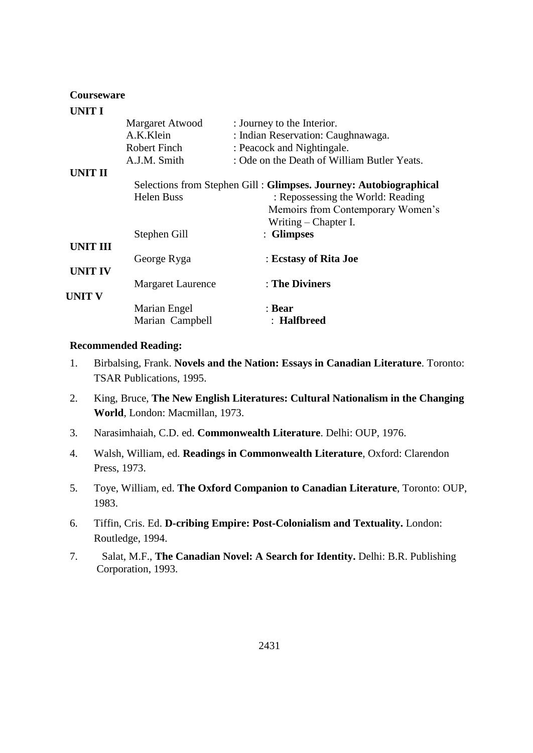**Courseware**

**UNIT I**

| | |
|---|---|
| Margaret Atwood | : Journey to the Interior. |
| A.K.Klein | : Indian Reservation: Caughnawaga. |
| Robert Finch | : Peacock and Nightingale. |
| A.J.M. Smith | : Ode on the Death of William Butler Yeats. |

**UNIT II**

Selections from Stephen Gill : **Glimpses. Journey: Autobiographical**

| | |
|---|---|
| Helen Buss | : Repossessing the World: Reading Memoirs from Contemporary Women's Writing – Chapter I. |
| Stephen Gill | : **Glimpses** |

**UNIT III**

| | |
|---|---|
| George Ryga | : **Ecstasy of Rita Joe** |

**UNIT IV**

| | |
|---|---|
| Margaret Laurence | : **The Diviners** |

**UNIT V**

| | |
|---|---|
| Marian Engel | : **Bear** |
| Marian Campbell | : **Halfbreed** |

**Recommended Reading:**

1. Birbalsing, Frank. **Novels and the Nation: Essays in Canadian Literature**. Toronto: TSAR Publications, 1995.
2. King, Bruce, **The New English Literatures: Cultural Nationalism in the Changing World**, London: Macmillan, 1973.
3. Narasimhaiah, C.D. ed. **Commonwealth Literature**. Delhi: OUP, 1976.
4. Walsh, William, ed. **Readings in Commonwealth Literature**, Oxford: Clarendon Press, 1973.
5. Toye, William, ed. **The Oxford Companion to Canadian Literature**, Toronto: OUP, 1983.
6. Tiffin, Cris. Ed. **D-cribing Empire: Post-Colonialism and Textuality.** London: Routledge, 1994.
7. Salat, M.F., **The Canadian Novel: A Search for Identity.** Delhi: B.R. Publishing Corporation, 1993.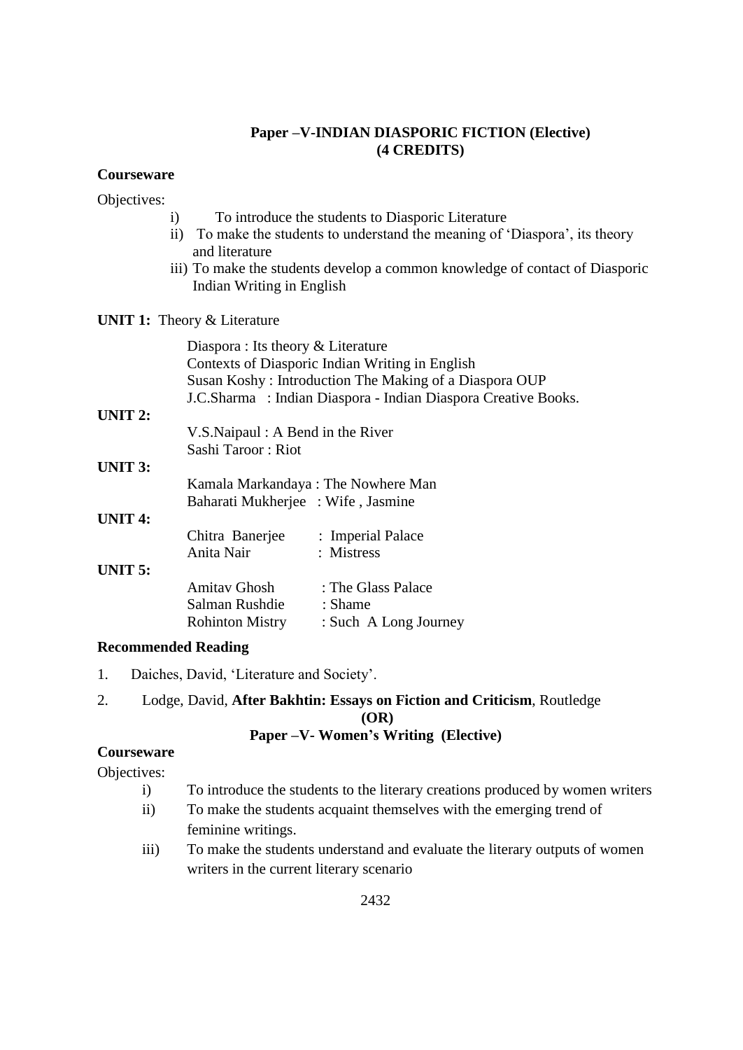## Paper –V-INDIAN DIASPORIC FICTION (Elective)
## (4 CREDITS)

**Courseware**

Objectives:

i) To introduce the students to Diasporic Literature
ii) To make the students to understand the meaning of 'Diaspora', its theory and literature
iii) To make the students develop a common knowledge of contact of Diasporic Indian Writing in English

**UNIT 1:** Theory & Literature

Diaspora : Its theory & Literature
Contexts of Diasporic Indian Writing in English
Susan Koshy : Introduction The Making of a Diaspora OUP
J.C.Sharma : Indian Diaspora - Indian Diaspora Creative Books.

**UNIT 2:**

V.S.Naipaul : A Bend in the River
Sashi Taroor : Riot

**UNIT 3:**

Kamala Markandaya : The Nowhere Man
Baharati Mukherjee : Wife , Jasmine

**UNIT 4:**

Chitra Banerjee : Imperial Palace
Anita Nair : Mistress

**UNIT 5:**

Amitav Ghosh : The Glass Palace
Salman Rushdie : Shame
Rohinton Mistry : Such A Long Journey

**Recommended Reading**

1. Daiches, David, 'Literature and Society'.
2. Lodge, David, **After Bakhtin: Essays on Fiction and Criticism**, Routledge

**(OR)**

## Paper –V- Women's Writing (Elective)

**Courseware**

Objectives:

i) To introduce the students to the literary creations produced by women writers
ii) To make the students acquaint themselves with the emerging trend of feminine writings.
iii) To make the students understand and evaluate the literary outputs of women writers in the current literary scenario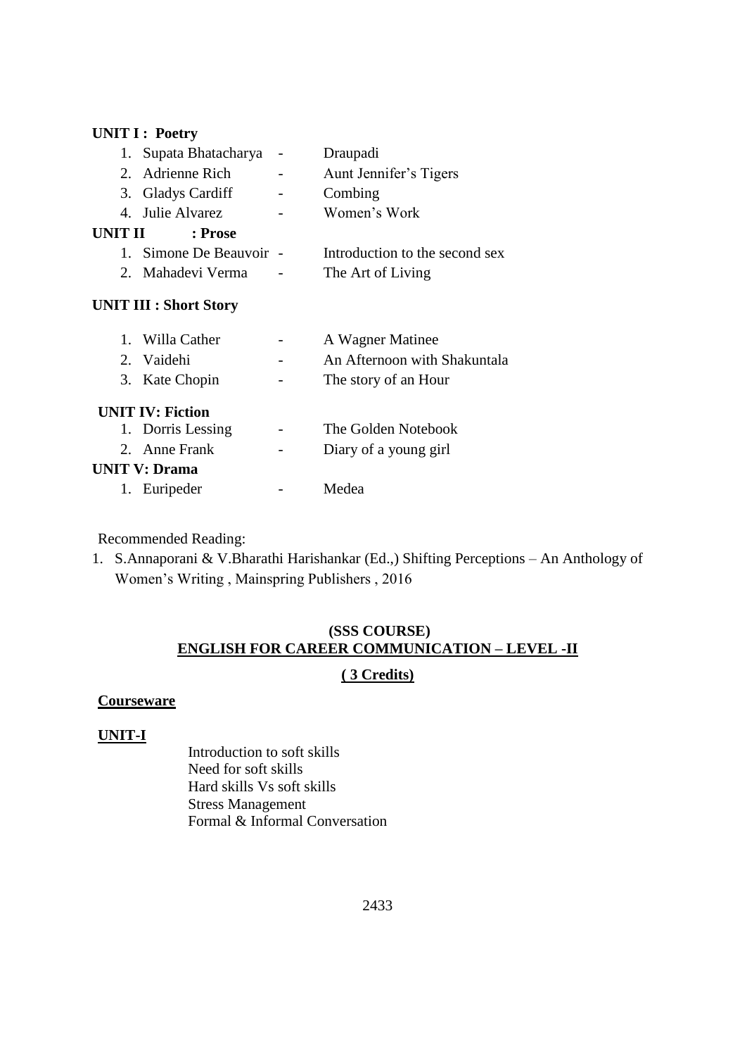**UNIT I : Poetry**

1. Supata Bhatacharya - Draupadi
2. Adrienne Rich - Aunt Jennifer's Tigers
3. Gladys Cardiff - Combing
4. Julie Alvarez - Women's Work

**UNIT II : Prose**

1. Simone De Beauvoir - Introduction to the second sex
2. Mahadevi Verma - The Art of Living

**UNIT III : Short Story**

1. Willa Cather - A Wagner Matinee
2. Vaidehi - An Afternoon with Shakuntala
3. Kate Chopin - The story of an Hour

**UNIT IV: Fiction**

1. Dorris Lessing - The Golden Notebook
2. Anne Frank - Diary of a young girl

**UNIT V: Drama**

1. Euripeder - Medea

Recommended Reading:

1. S.Annaporani & V.Bharathi Harishankar (Ed.,) Shifting Perceptions – An Anthology of Women's Writing , Mainspring Publishers , 2016

## (SSS COURSE)
## ENGLISH FOR CAREER COMMUNICATION – LEVEL -II

**( 3 Credits)**

**Courseware**

**UNIT-I**

Introduction to soft skills
Need for soft skills
Hard skills Vs soft skills
Stress Management
Formal & Informal Conversation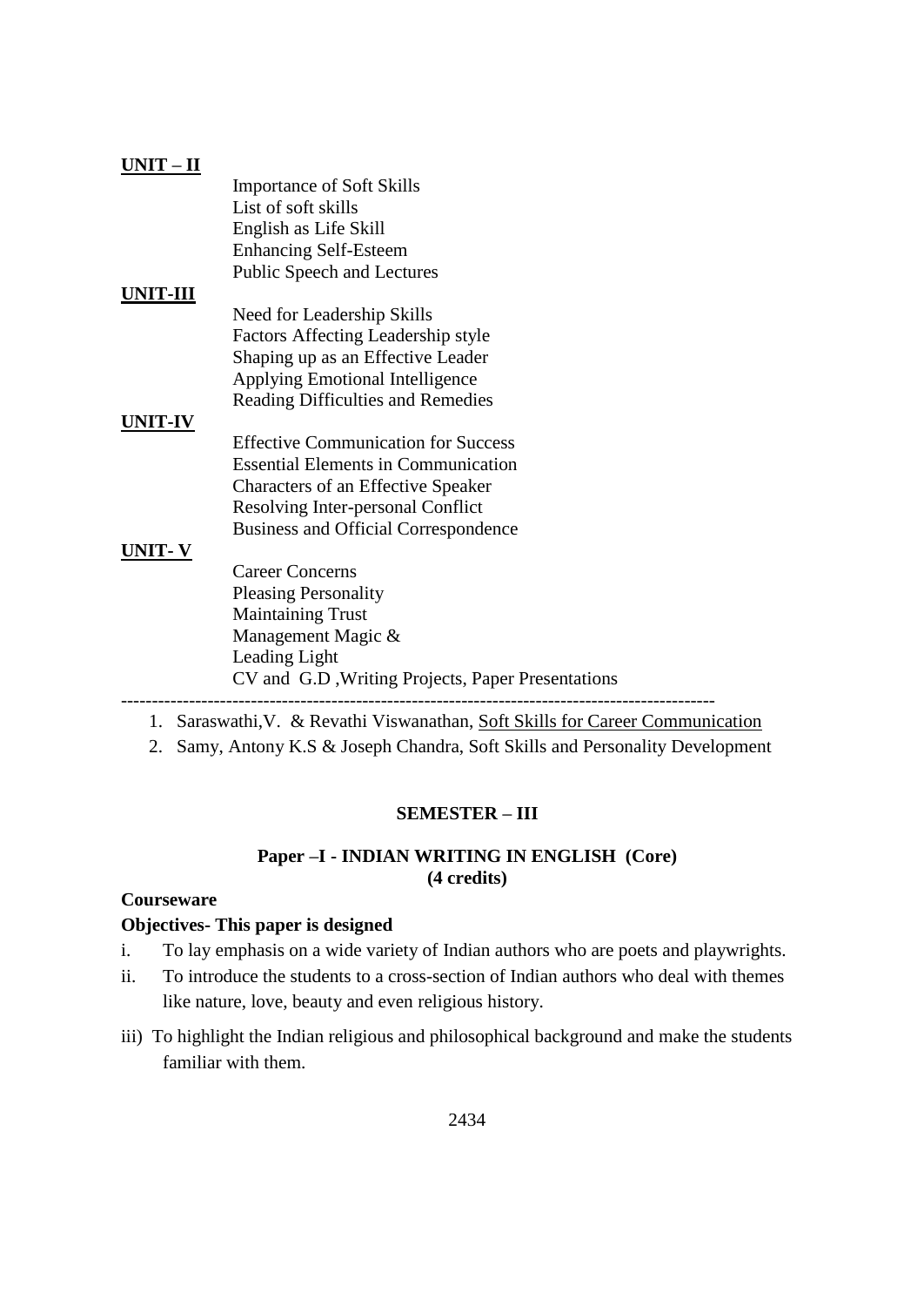**UNIT – II**

Importance of Soft Skills
List of soft skills
English as Life Skill
Enhancing Self-Esteem
Public Speech and Lectures

**UNIT-III**

Need for Leadership Skills
Factors Affecting Leadership style
Shaping up as an Effective Leader
Applying Emotional Intelligence
Reading Difficulties and Remedies

**UNIT-IV**

Effective Communication for Success
Essential Elements in Communication
Characters of an Effective Speaker
Resolving Inter-personal Conflict
Business and Official Correspondence

**UNIT- V**

Career Concerns
Pleasing Personality
Maintaining Trust
Management Magic &
Leading Light
CV and G.D ,Writing Projects, Paper Presentations

---

1. Saraswathi,V. & Revathi Viswanathan, Soft Skills for Career Communication
2. Samy, Antony K.S & Joseph Chandra, Soft Skills and Personality Development

## SEMESTER – III

### Paper –I - INDIAN WRITING IN ENGLISH (Core)
### (4 credits)

**Courseware**

**Objectives- This paper is designed**

i. To lay emphasis on a wide variety of Indian authors who are poets and playwrights.

ii. To introduce the students to a cross-section of Indian authors who deal with themes like nature, love, beauty and even religious history.

iii) To highlight the Indian religious and philosophical background and make the students familiar with them.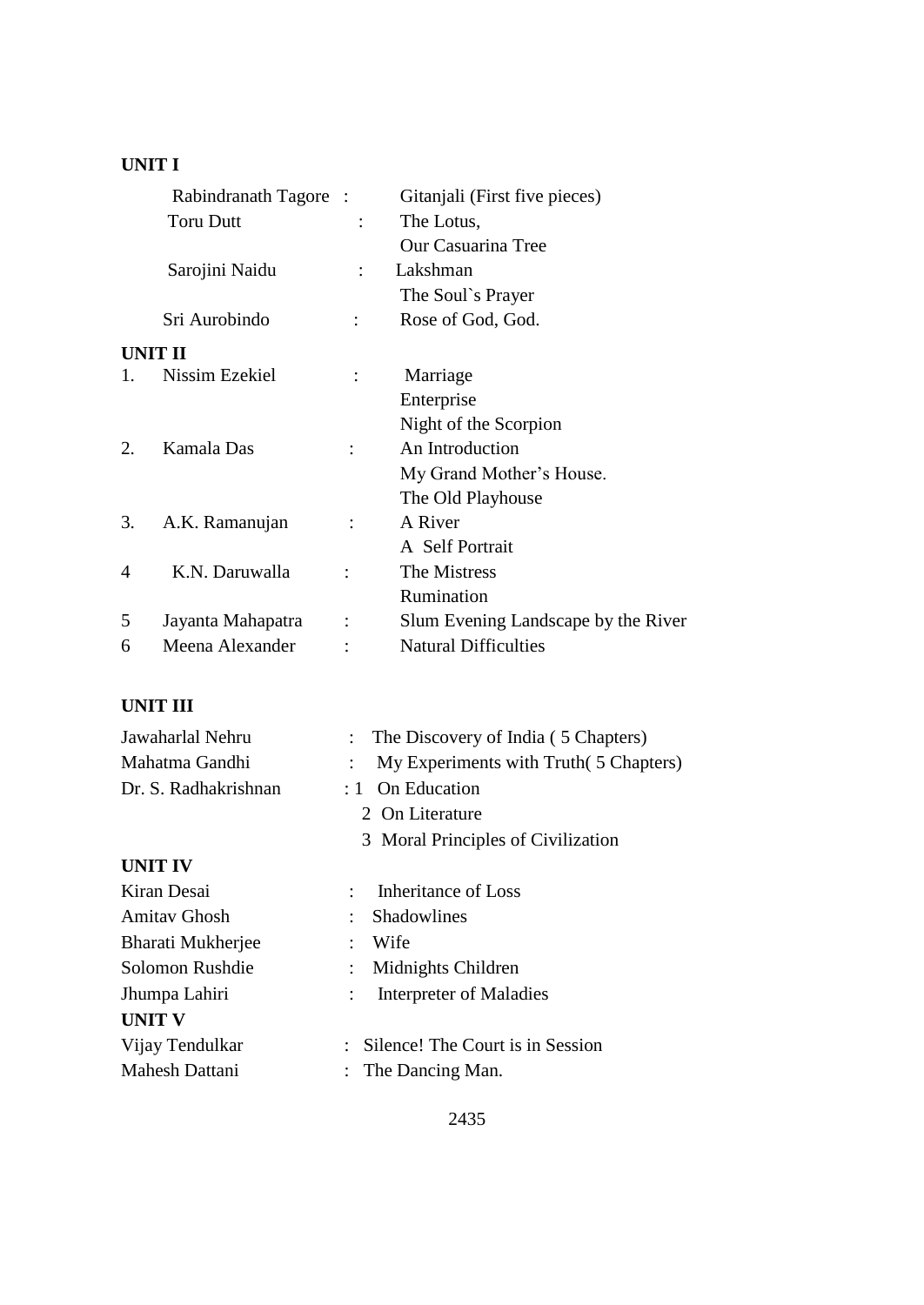**UNIT I**

| | | |
|---|---|---|
| Rabindranath Tagore | : | Gitanjali (First five pieces) |
| Toru Dutt | : | The Lotus, |
| | | Our Casuarina Tree |
| Sarojini Naidu | : | Lakshman |
| | | The Soul`s Prayer |
| Sri Aurobindo | : | Rose of God, God. |

**UNIT II**

| | | | |
|---|---|---|---|
| 1. | Nissim Ezekiel | : | Marriage |
| | | | Enterprise |
| | | | Night of the Scorpion |
| 2. | Kamala Das | : | An Introduction |
| | | | My Grand Mother's House. |
| | | | The Old Playhouse |
| 3. | A.K. Ramanujan | : | A River |
| | | | A Self Portrait |
| 4 | K.N. Daruwalla | : | The Mistress |
| | | | Rumination |
| 5 | Jayanta Mahapatra | : | Slum Evening Landscape by the River |
| 6 | Meena Alexander | : | Natural Difficulties |

**UNIT III**

| | | |
|---|---|---|
| Jawaharlal Nehru | : | The Discovery of India ( 5 Chapters) |
| Mahatma Gandhi | : | My Experiments with Truth( 5 Chapters) |
| Dr. S. Radhakrishnan | : | 1 On Education |
| | | 2 On Literature |
| | | 3 Moral Principles of Civilization |

**UNIT IV**

| | | |
|---|---|---|
| Kiran Desai | : | Inheritance of Loss |
| Amitav Ghosh | : | Shadowlines |
| Bharati Mukherjee | : | Wife |
| Solomon Rushdie | : | Midnights Children |
| Jhumpa Lahiri | : | Interpreter of Maladies |

**UNIT V**

| | | |
|---|---|---|
| Vijay Tendulkar | : | Silence! The Court is in Session |
| Mahesh Dattani | : | The Dancing Man. |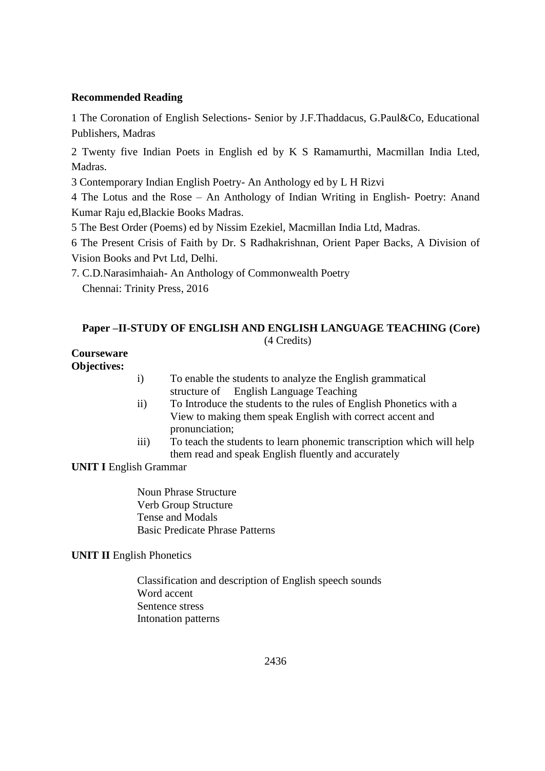**Recommended Reading**

1 The Coronation of English Selections- Senior by J.F.Thaddacus, G.Paul&Co, Educational Publishers, Madras

2 Twenty five Indian Poets in English ed by K S Ramamurthi, Macmillan India Lted, Madras.

3 Contemporary Indian English Poetry- An Anthology ed by L H Rizvi

4 The Lotus and the Rose – An Anthology of Indian Writing in English- Poetry: Anand Kumar Raju ed,Blackie Books Madras.

5 The Best Order (Poems) ed by Nissim Ezekiel, Macmillan India Ltd, Madras.

6 The Present Crisis of Faith by Dr. S Radhakrishnan, Orient Paper Backs, A Division of Vision Books and Pvt Ltd, Delhi.

7. C.D.Narasimhaiah- An Anthology of Commonwealth Poetry
Chennai: Trinity Press, 2016

## Paper –II-STUDY OF ENGLISH AND ENGLISH LANGUAGE TEACHING (Core)

(4 Credits)

**Courseware**

**Objectives:**

i) To enable the students to analyze the English grammatical structure of English Language Teaching

ii) To Introduce the students to the rules of English Phonetics with a View to making them speak English with correct accent and pronunciation;

iii) To teach the students to learn phonemic transcription which will help them read and speak English fluently and accurately

**UNIT I** English Grammar

Noun Phrase Structure
Verb Group Structure
Tense and Modals
Basic Predicate Phrase Patterns

**UNIT II** English Phonetics

Classification and description of English speech sounds
Word accent
Sentence stress
Intonation patterns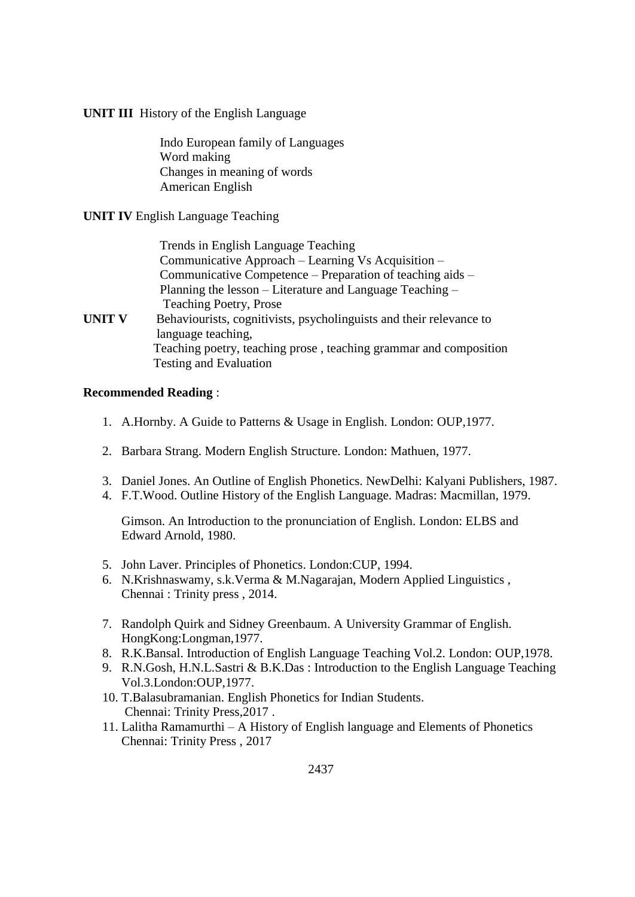**UNIT III** History of the English Language

Indo European family of Languages
Word making
Changes in meaning of words
American English

**UNIT IV** English Language Teaching

Trends in English Language Teaching
Communicative Approach – Learning Vs Acquisition –
Communicative Competence – Preparation of teaching aids –
Planning the lesson – Literature and Language Teaching –
Teaching Poetry, Prose

**UNIT V** Behaviourists, cognitivists, psycholinguists and their relevance to language teaching,
Teaching poetry, teaching prose , teaching grammar and composition
Testing and Evaluation

**Recommended Reading** :

1. A.Hornby. A Guide to Patterns & Usage in English. London: OUP,1977.
2. Barbara Strang. Modern English Structure. London: Mathuen, 1977.
3. Daniel Jones. An Outline of English Phonetics. NewDelhi: Kalyani Publishers, 1987.
4. F.T.Wood. Outline History of the English Language. Madras: Macmillan, 1979.

   Gimson. An Introduction to the pronunciation of English. London: ELBS and Edward Arnold, 1980.

5. John Laver. Principles of Phonetics. London:CUP, 1994.
6. N.Krishnaswamy, s.k.Verma & M.Nagarajan, Modern Applied Linguistics , Chennai : Trinity press , 2014.
7. Randolph Quirk and Sidney Greenbaum. A University Grammar of English. HongKong:Longman,1977.
8. R.K.Bansal. Introduction of English Language Teaching Vol.2. London: OUP,1978.
9. R.N.Gosh, H.N.L.Sastri & B.K.Das : Introduction to the English Language Teaching Vol.3.London:OUP,1977.
10. T.Balasubramanian. English Phonetics for Indian Students. Chennai: Trinity Press,2017 .
11. Lalitha Ramamurthi – A History of English language and Elements of Phonetics Chennai: Trinity Press , 2017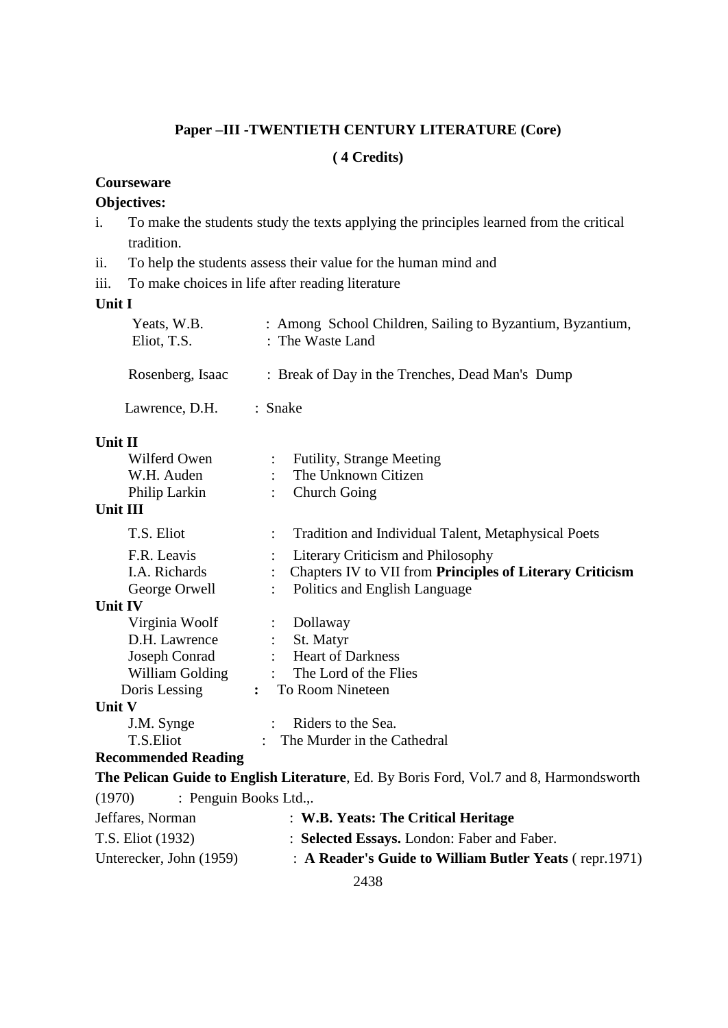## Paper –III -TWENTIETH CENTURY LITERATURE (Core)

### ( 4 Credits)

**Courseware**

**Objectives:**

i. To make the students study the texts applying the principles learned from the critical tradition.

ii. To help the students assess their value for the human mind and

iii. To make choices in life after reading literature

**Unit I**

Yeats, W.B. : Among School Children, Sailing to Byzantium, Byzantium,
Eliot, T.S. : The Waste Land

Rosenberg, Isaac : Break of Day in the Trenches, Dead Man's Dump

Lawrence, D.H. : Snake

**Unit II**

Wilferd Owen : Futility, Strange Meeting
W.H. Auden : The Unknown Citizen
Philip Larkin : Church Going

**Unit III**

T.S. Eliot : Tradition and Individual Talent, Metaphysical Poets
F.R. Leavis : Literary Criticism and Philosophy
I.A. Richards : Chapters IV to VII from **Principles of Literary Criticism**
George Orwell : Politics and English Language

**Unit IV**

Virginia Woolf : Dollaway
D.H. Lawrence : St. Matyr
Joseph Conrad : Heart of Darkness
William Golding : The Lord of the Flies
Doris Lessing **:** To Room Nineteen

**Unit V**

J.M. Synge : Riders to the Sea.
T.S.Eliot : The Murder in the Cathedral

**Recommended Reading**

**The Pelican Guide to English Literature**, Ed. By Boris Ford, Vol.7 and 8, Harmondsworth (1970) : Penguin Books Ltd.,.

Jeffares, Norman : **W.B. Yeats: The Critical Heritage**

T.S. Eliot (1932) : **Selected Essays.** London: Faber and Faber.

Unterecker, John (1959) : **A Reader's Guide to William Butler Yeats** ( repr.1971)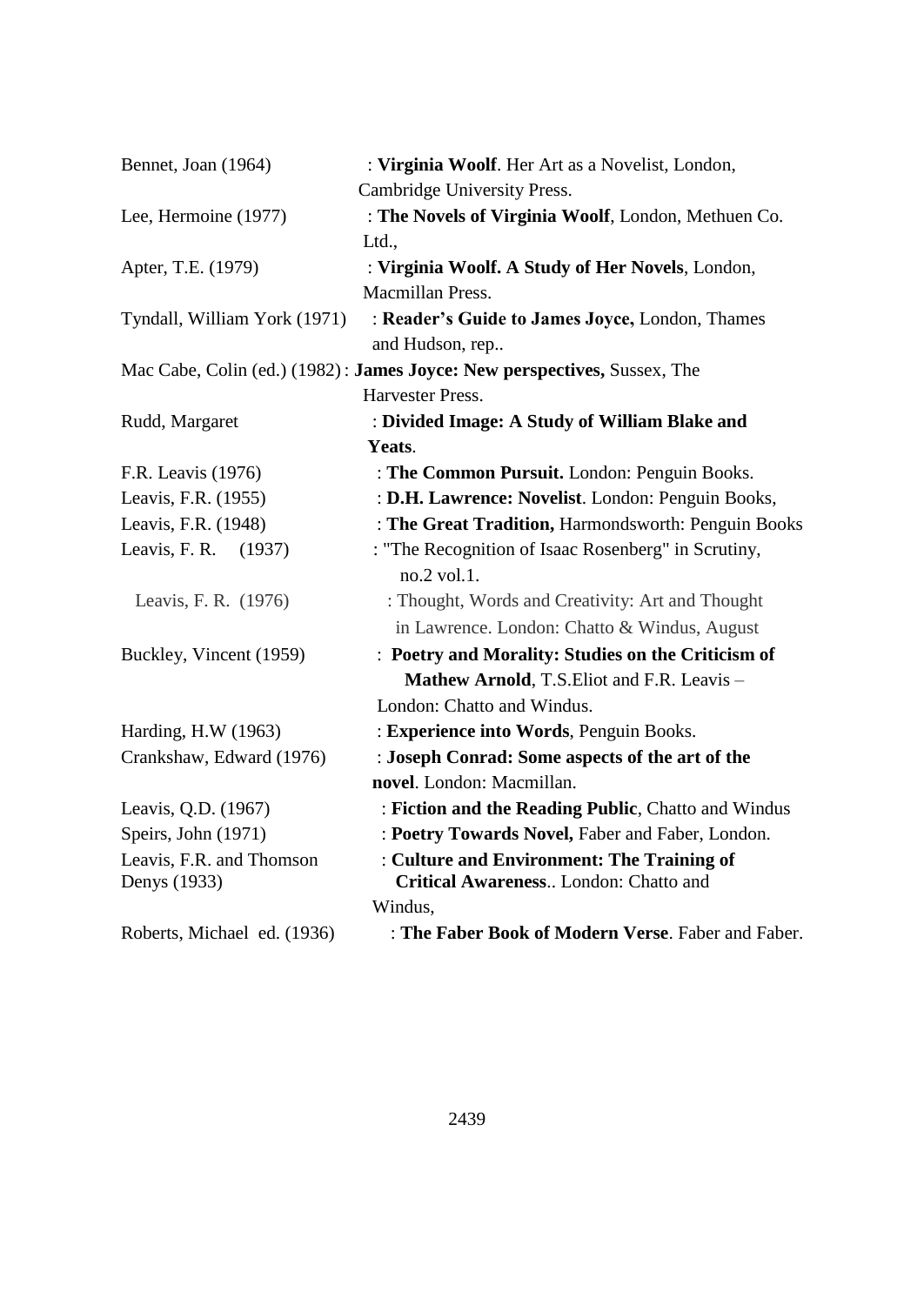Bennet, Joan (1964) : **Virginia Woolf**. Her Art as a Novelist, London, Cambridge University Press.

Lee, Hermoine (1977) : **The Novels of Virginia Woolf**, London, Methuen Co. Ltd.,

Apter, T.E. (1979) : **Virginia Woolf. A Study of Her Novels**, London, Macmillan Press.

Tyndall, William York (1971) : **Reader's Guide to James Joyce,** London, Thames and Hudson, rep..

Mac Cabe, Colin (ed.) (1982) : **James Joyce: New perspectives,** Sussex, The Harvester Press.

Rudd, Margaret : **Divided Image: A Study of William Blake and Yeats**.

F.R. Leavis (1976) : **The Common Pursuit.** London: Penguin Books.

Leavis, F.R. (1955) : **D.H. Lawrence: Novelist**. London: Penguin Books,

Leavis, F.R. (1948) : **The Great Tradition,** Harmondsworth: Penguin Books

Leavis, F. R. (1937) : "The Recognition of Isaac Rosenberg" in Scrutiny, no.2 vol.1.

Leavis, F. R. (1976) : Thought, Words and Creativity: Art and Thought in Lawrence. London: Chatto & Windus, August

Buckley, Vincent (1959) : **Poetry and Morality: Studies on the Criticism of Mathew Arnold**, T.S.Eliot and F.R. Leavis – London: Chatto and Windus.

Harding, H.W (1963) : **Experience into Words**, Penguin Books.

Crankshaw, Edward (1976) : **Joseph Conrad: Some aspects of the art of the novel**. London: Macmillan.

Leavis, Q.D. (1967) : **Fiction and the Reading Public**, Chatto and Windus

Speirs, John (1971) : **Poetry Towards Novel,** Faber and Faber, London.

Leavis, F.R. and Thomson Denys (1933) : **Culture and Environment: The Training of Critical Awareness**.. London: Chatto and Windus,

Roberts, Michael ed. (1936) : **The Faber Book of Modern Verse**. Faber and Faber.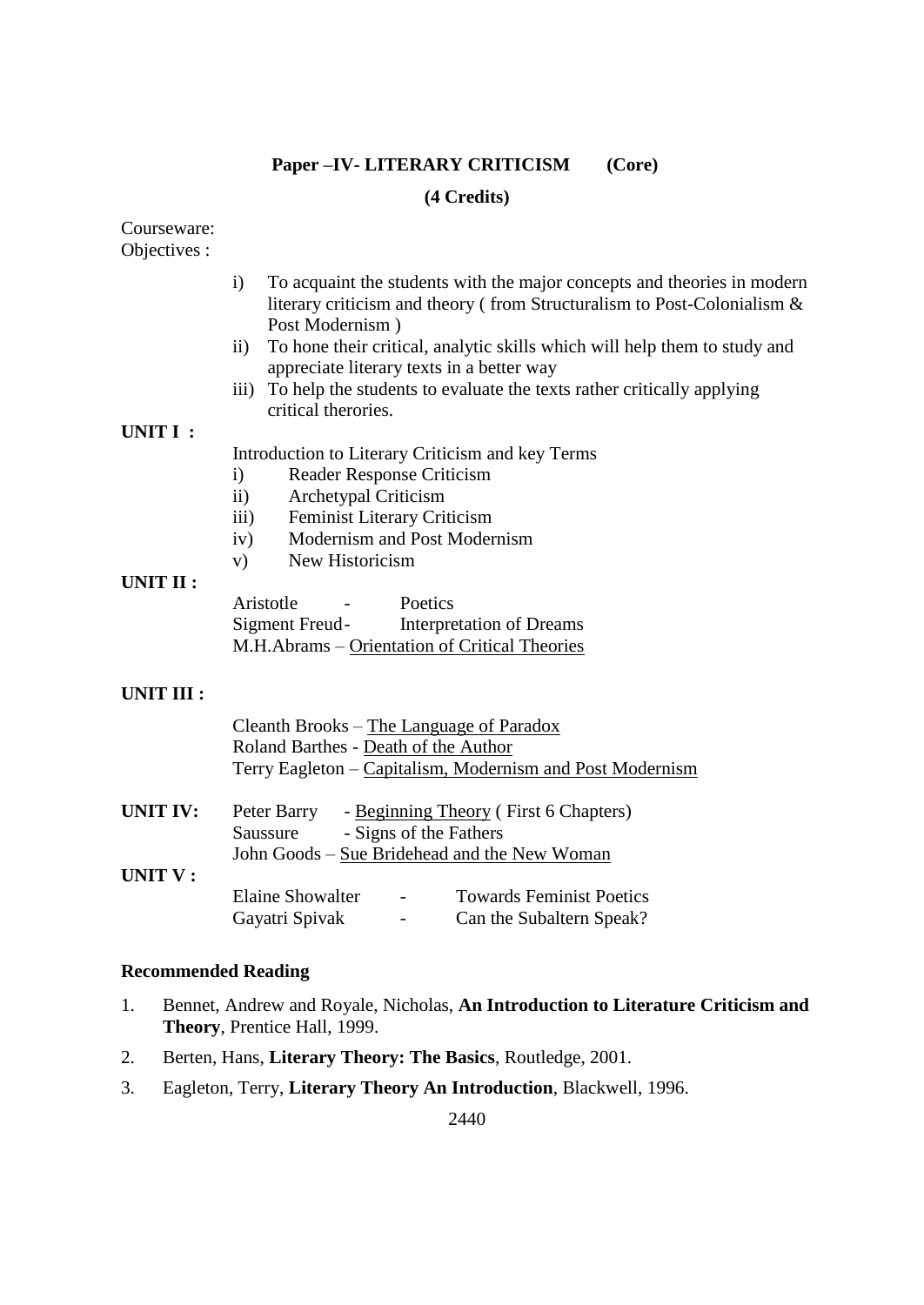**Paper –IV- LITERARY CRITICISM (Core)**

**(4 Credits)**

Courseware:

Objectives :

i) To acquaint the students with the major concepts and theories in modern literary criticism and theory ( from Structuralism to Post-Colonialism & Post Modernism )
ii) To hone their critical, analytic skills which will help them to study and appreciate literary texts in a better way
iii) To help the students to evaluate the texts rather critically applying critical therories.

**UNIT I :**

Introduction to Literary Criticism and key Terms

i) Reader Response Criticism
ii) Archetypal Criticism
iii) Feminist Literary Criticism
iv) Modernism and Post Modernism
v) New Historicism

**UNIT II :**

Aristotle - Poetics
Sigment Freud - Interpretation of Dreams
M.H.Abrams – Orientation of Critical Theories

**UNIT III :**

Cleanth Brooks – The Language of Paradox
Roland Barthes - Death of the Author
Terry Eagleton – Capitalism, Modernism and Post Modernism

**UNIT IV:**

Peter Barry - Beginning Theory ( First 6 Chapters)
Saussure - Signs of the Fathers
John Goods – Sue Bridehead and the New Woman

**UNIT V :**

Elaine Showalter - Towards Feminist Poetics
Gayatri Spivak - Can the Subaltern Speak?

**Recommended Reading**

1. Bennet, Andrew and Royale, Nicholas, **An Introduction to Literature Criticism and Theory**, Prentice Hall, 1999.
2. Berten, Hans, **Literary Theory: The Basics**, Routledge, 2001.
3. Eagleton, Terry, **Literary Theory An Introduction**, Blackwell, 1996.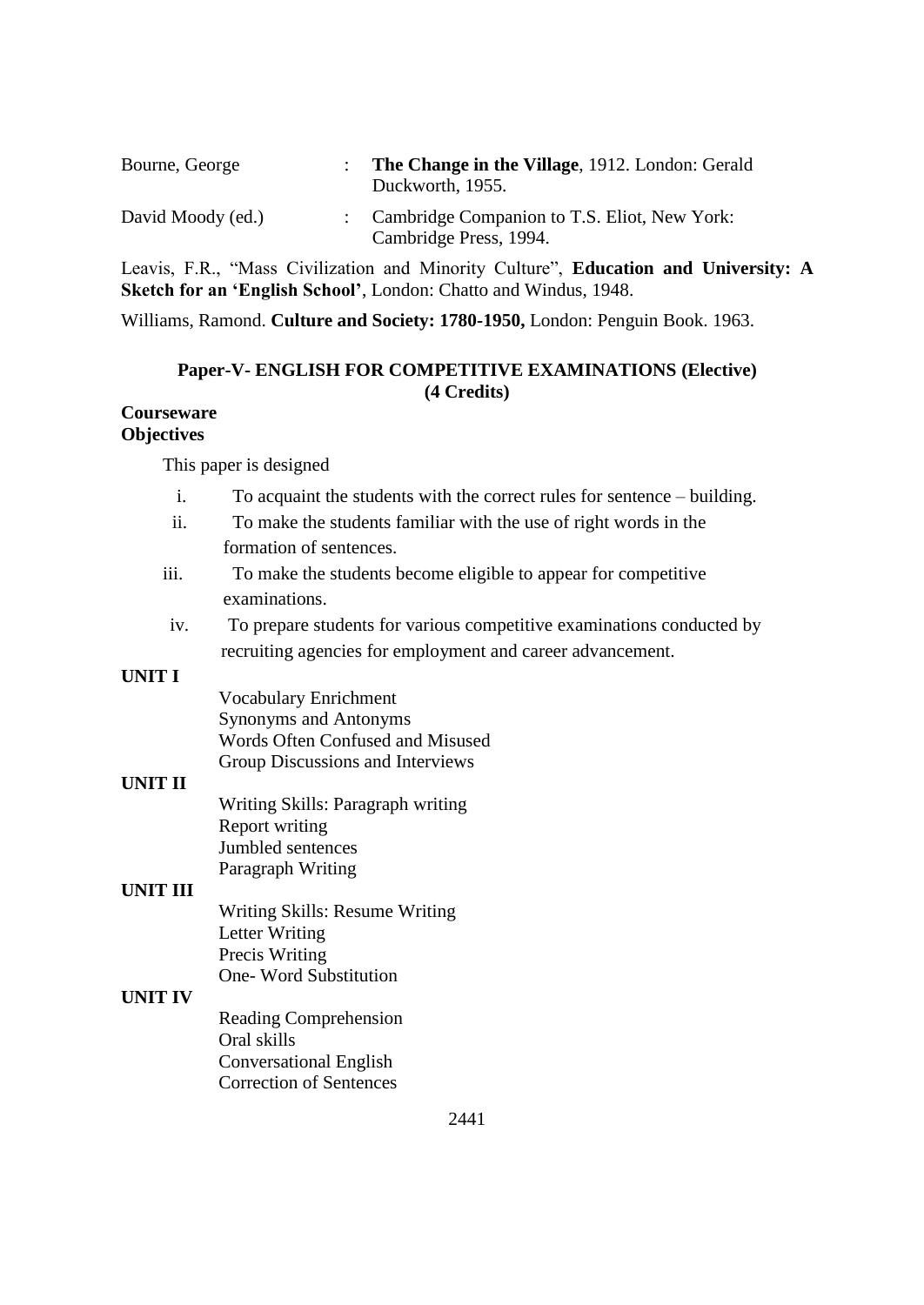Bourne, George : **The Change in the Village**, 1912. London: Gerald Duckworth, 1955.

David Moody (ed.) : Cambridge Companion to T.S. Eliot, New York: Cambridge Press, 1994.

Leavis, F.R., "Mass Civilization and Minority Culture", **Education and University: A Sketch for an 'English School'**, London: Chatto and Windus, 1948.

Williams, Ramond. **Culture and Society: 1780-1950,** London: Penguin Book. 1963.

## Paper-V- ENGLISH FOR COMPETITIVE EXAMINATIONS (Elective) (4 Credits)

**Courseware**
**Objectives**

This paper is designed

i. To acquaint the students with the correct rules for sentence – building.
ii. To make the students familiar with the use of right words in the formation of sentences.
iii. To make the students become eligible to appear for competitive examinations.
iv. To prepare students for various competitive examinations conducted by recruiting agencies for employment and career advancement.

**UNIT I**

Vocabulary Enrichment
Synonyms and Antonyms
Words Often Confused and Misused
Group Discussions and Interviews

**UNIT II**

Writing Skills: Paragraph writing
Report writing
Jumbled sentences
Paragraph Writing

**UNIT III**

Writing Skills: Resume Writing
Letter Writing
Precis Writing
One- Word Substitution

**UNIT IV**

Reading Comprehension
Oral skills
Conversational English
Correction of Sentences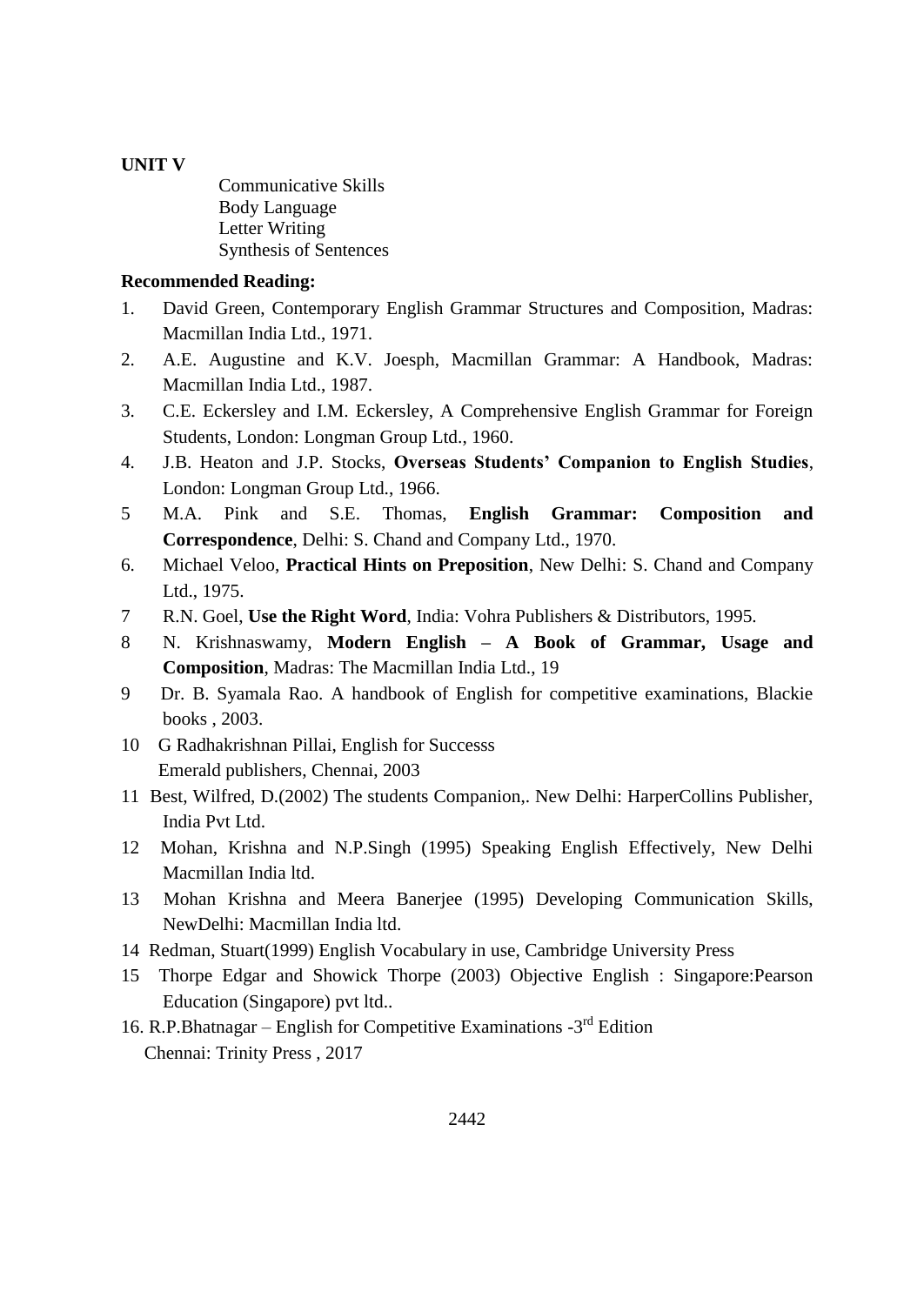**UNIT V**

Communicative Skills
Body Language
Letter Writing
Synthesis of Sentences

**Recommended Reading:**

1. David Green, Contemporary English Grammar Structures and Composition, Madras: Macmillan India Ltd., 1971.
2. A.E. Augustine and K.V. Joesph, Macmillan Grammar: A Handbook, Madras: Macmillan India Ltd., 1987.
3. C.E. Eckersley and I.M. Eckersley, A Comprehensive English Grammar for Foreign Students, London: Longman Group Ltd., 1960.
4. J.B. Heaton and J.P. Stocks, **Overseas Students' Companion to English Studies**, London: Longman Group Ltd., 1966.
5. M.A. Pink and S.E. Thomas, **English Grammar: Composition and Correspondence**, Delhi: S. Chand and Company Ltd., 1970.
6. Michael Veloo, **Practical Hints on Preposition**, New Delhi: S. Chand and Company Ltd., 1975.
7. R.N. Goel, **Use the Right Word**, India: Vohra Publishers & Distributors, 1995.
8. N. Krishnaswamy, **Modern English – A Book of Grammar, Usage and Composition**, Madras: The Macmillan India Ltd., 19
9. Dr. B. Syamala Rao. A handbook of English for competitive examinations, Blackie books , 2003.
10. G Radhakrishnan Pillai, English for Successs Emerald publishers, Chennai, 2003
11. Best, Wilfred, D.(2002) The students Companion,. New Delhi: HarperCollins Publisher, India Pvt Ltd.
12. Mohan, Krishna and N.P.Singh (1995) Speaking English Effectively, New Delhi Macmillan India ltd.
13. Mohan Krishna and Meera Banerjee (1995) Developing Communication Skills, NewDelhi: Macmillan India ltd.
14. Redman, Stuart(1999) English Vocabulary in use, Cambridge University Press
15. Thorpe Edgar and Showick Thorpe (2003) Objective English : Singapore:Pearson Education (Singapore) pvt ltd..
16. R.P.Bhatnagar – English for Competitive Examinations -3rd Edition Chennai: Trinity Press , 2017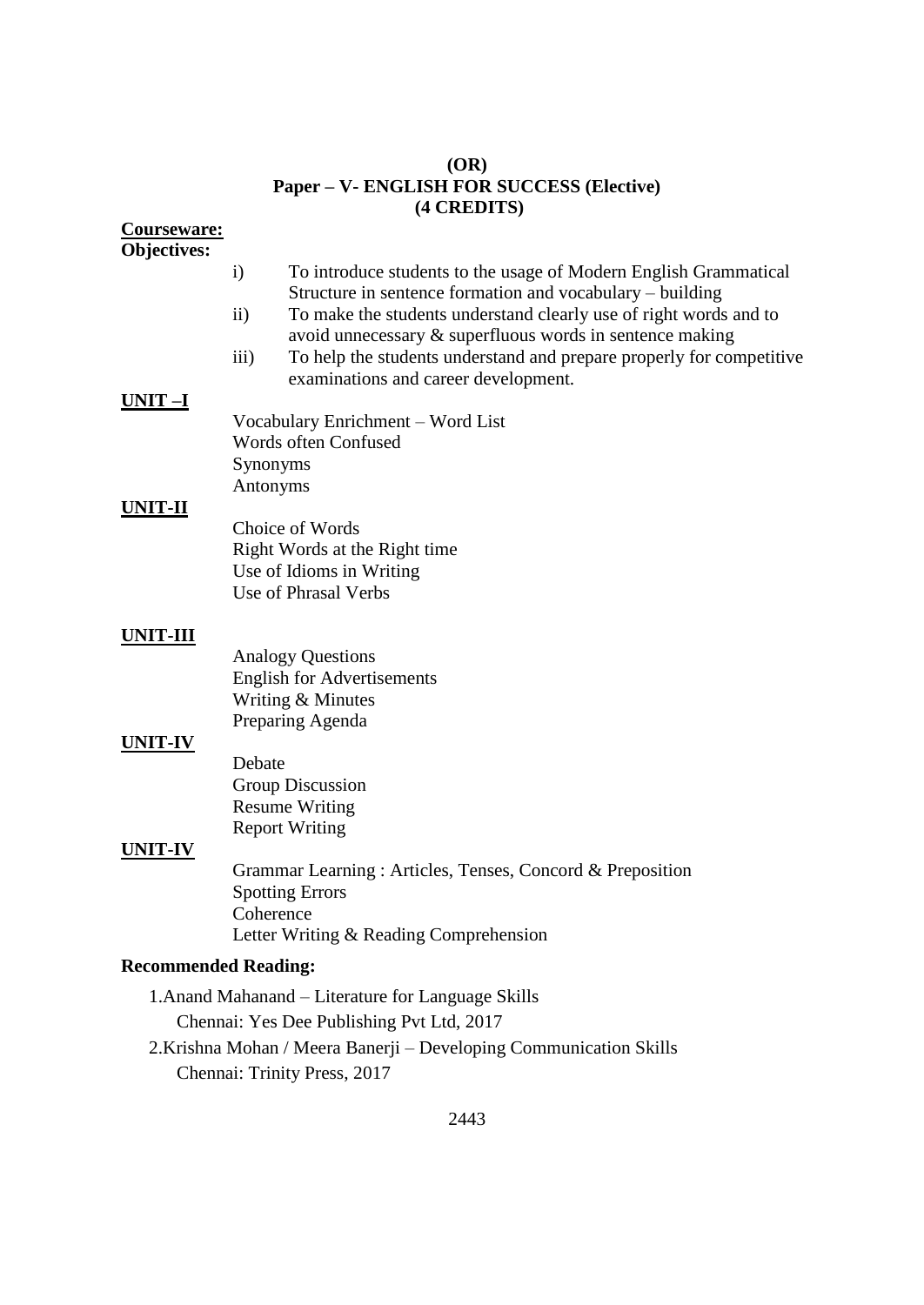**(OR)**
**Paper – V- ENGLISH FOR SUCCESS (Elective)**
**(4 CREDITS)**

**Courseware:**

**Objectives:**

i) To introduce students to the usage of Modern English Grammatical Structure in sentence formation and vocabulary – building

ii) To make the students understand clearly use of right words and to avoid unnecessary & superfluous words in sentence making

iii) To help the students understand and prepare properly for competitive examinations and career development.

**UNIT –I**

Vocabulary Enrichment – Word List
Words often Confused
Synonyms
Antonyms

**UNIT-II**

Choice of Words
Right Words at the Right time
Use of Idioms in Writing
Use of Phrasal Verbs

**UNIT-III**

Analogy Questions
English for Advertisements
Writing & Minutes
Preparing Agenda

**UNIT-IV**

Debate
Group Discussion
Resume Writing
Report Writing

**UNIT-IV**

Grammar Learning : Articles, Tenses, Concord & Preposition
Spotting Errors
Coherence
Letter Writing & Reading Comprehension

**Recommended Reading:**

1. Anand Mahanand – Literature for Language Skills
   Chennai: Yes Dee Publishing Pvt Ltd, 2017
2. Krishna Mohan / Meera Banerji – Developing Communication Skills
   Chennai: Trinity Press, 2017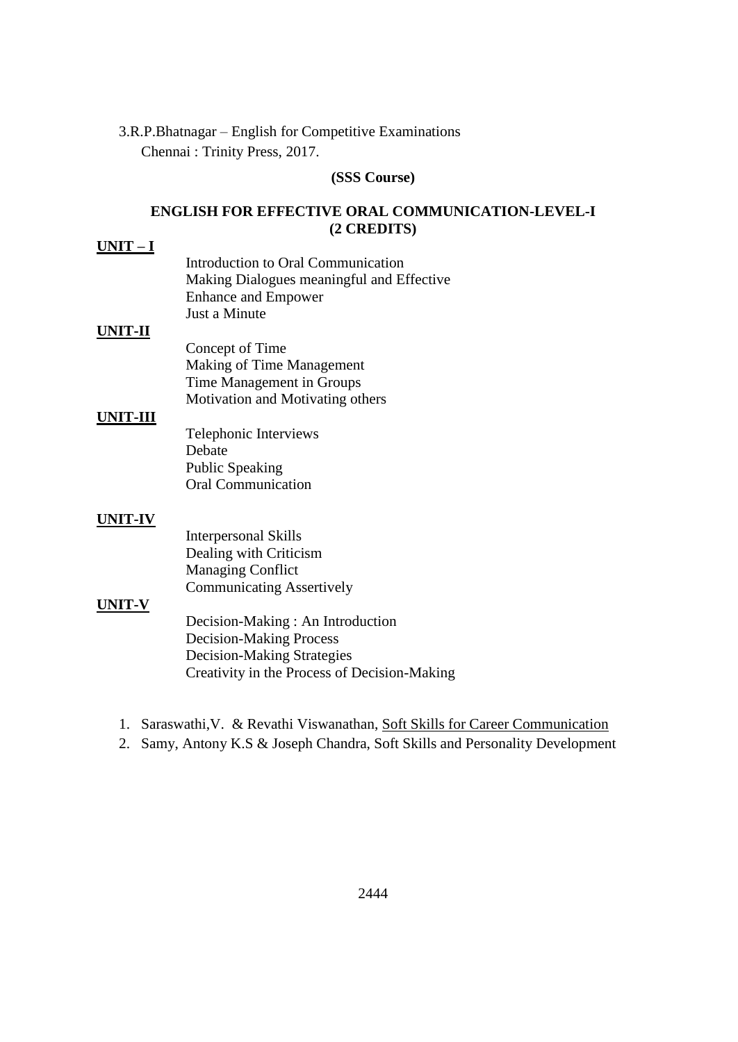3.R.P.Bhatnagar – English for Competitive Examinations
Chennai : Trinity Press, 2017.

**(SSS Course)**

## ENGLISH FOR EFFECTIVE ORAL COMMUNICATION-LEVEL-I (2 CREDITS)

**UNIT – I**

Introduction to Oral Communication
Making Dialogues meaningful and Effective
Enhance and Empower
Just a Minute

**UNIT-II**

Concept of Time
Making of Time Management
Time Management in Groups
Motivation and Motivating others

**UNIT-III**

Telephonic Interviews
Debate
Public Speaking
Oral Communication

**UNIT-IV**

Interpersonal Skills
Dealing with Criticism
Managing Conflict
Communicating Assertively

**UNIT-V**

Decision-Making : An Introduction
Decision-Making Process
Decision-Making Strategies
Creativity in the Process of Decision-Making

1. Saraswathi,V. & Revathi Viswanathan, Soft Skills for Career Communication
2. Samy, Antony K.S & Joseph Chandra, Soft Skills and Personality Development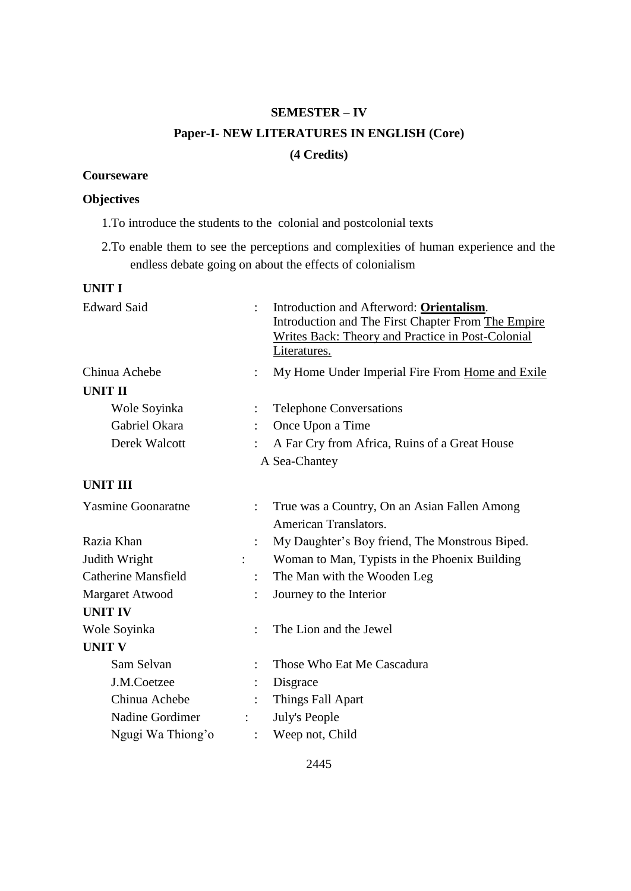**SEMESTER – IV**

**Paper-I- NEW LITERATURES IN ENGLISH (Core)**

**(4 Credits)**

**Courseware**

**Objectives**

1. To introduce the students to the colonial and postcolonial texts
2. To enable them to see the perceptions and complexities of human experience and the endless debate going on about the effects of colonialism

**UNIT I**

| | | |
|---|---|---|
| Edward Said | : | Introduction and Afterword: **Orientalism**. Introduction and The First Chapter From The Empire Writes Back: Theory and Practice in Post-Colonial Literatures. |
| Chinua Achebe | : | My Home Under Imperial Fire From Home and Exile |

**UNIT II**

| | | |
|---|---|---|
| Wole Soyinka | : | Telephone Conversations |
| Gabriel Okara | : | Once Upon a Time |
| Derek Walcott | : | A Far Cry from Africa, Ruins of a Great House A Sea-Chantey |

**UNIT III**

| | | |
|---|---|---|
| Yasmine Goonaratne | : | True was a Country, On an Asian Fallen Among American Translators. |
| Razia Khan | : | My Daughter's Boy friend, The Monstrous Biped. |
| Judith Wright | : | Woman to Man, Typists in the Phoenix Building |
| Catherine Mansfield | : | The Man with the Wooden Leg |
| Margaret Atwood | : | Journey to the Interior |

**UNIT IV**

| | | |
|---|---|---|
| Wole Soyinka | : | The Lion and the Jewel |

**UNIT V**

| | | |
|---|---|---|
| Sam Selvan | : | Those Who Eat Me Cascadura |
| J.M.Coetzee | : | Disgrace |
| Chinua Achebe | : | Things Fall Apart |
| Nadine Gordimer | : | July's People |
| Ngugi Wa Thiong'o | : | Weep not, Child |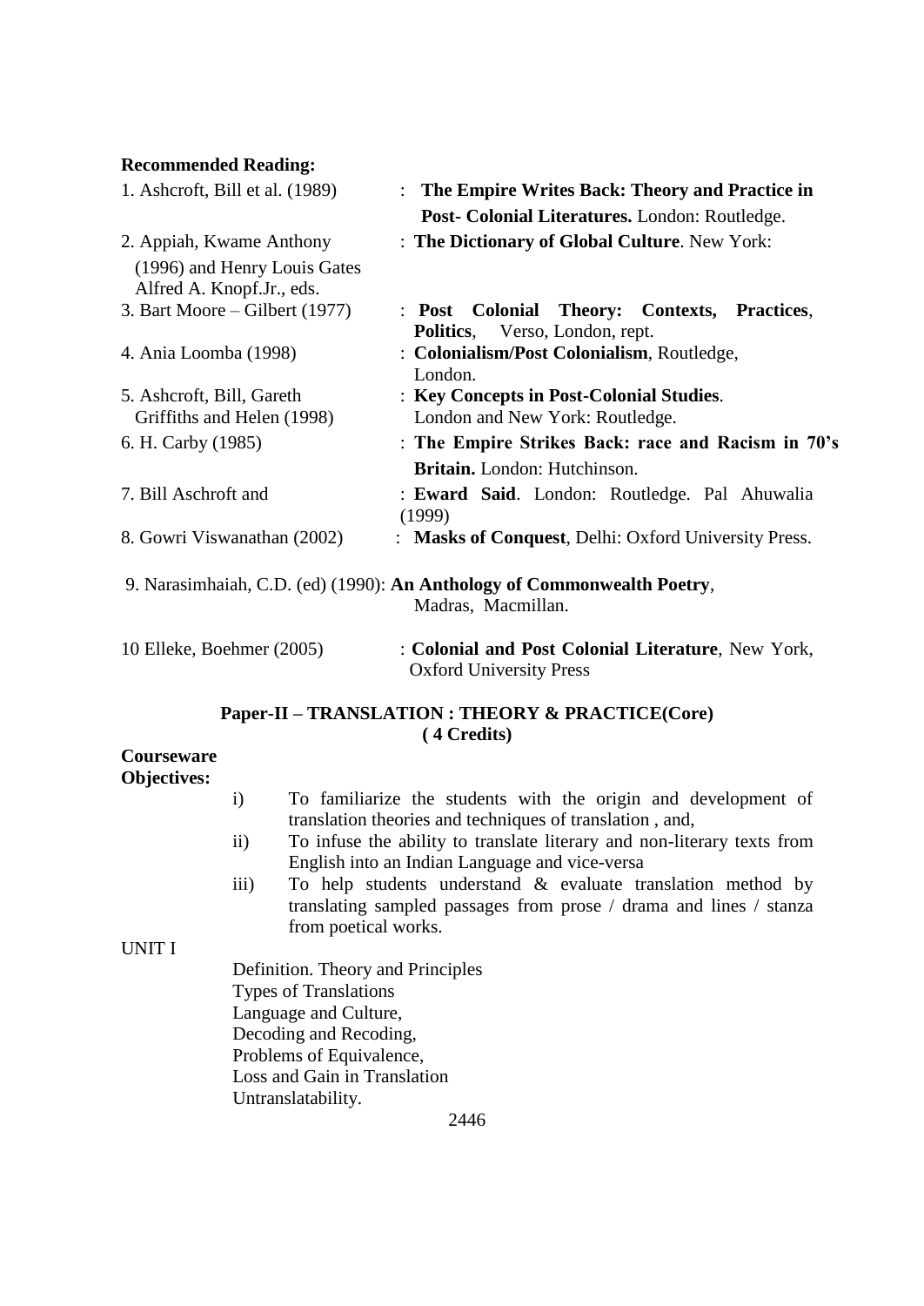**Recommended Reading:**

1. Ashcroft, Bill et al. (1989) : **The Empire Writes Back: Theory and Practice in Post- Colonial Literatures.** London: Routledge.
2. Appiah, Kwame Anthony (1996) and Henry Louis Gates Alfred A. Knopf.Jr., eds. : **The Dictionary of Global Culture**. New York:
3. Bart Moore – Gilbert (1977) : **Post Colonial Theory: Contexts, Practices**, **Politics**, Verso, London, rept.
4. Ania Loomba (1998) : **Colonialism/Post Colonialism**, Routledge, London.
5. Ashcroft, Bill, Gareth Griffiths and Helen (1998) : **Key Concepts in Post-Colonial Studies**. London and New York: Routledge.
6. H. Carby (1985) : **The Empire Strikes Back: race and Racism in 70's Britain.** London: Hutchinson.
7. Bill Aschroft and : **Eward Said**. London: Routledge. Pal Ahuwalia (1999)
8. Gowri Viswanathan (2002) : **Masks of Conquest**, Delhi: Oxford University Press.
9. Narasimhaiah, C.D. (ed) (1990): **An Anthology of Commonwealth Poetry**, Madras, Macmillan.
10. Elleke, Boehmer (2005) : **Colonial and Post Colonial Literature**, New York, Oxford University Press

## Paper-II – TRANSLATION : THEORY & PRACTICE(Core)
### ( 4 Credits)

**Courseware Objectives:**

i) To familiarize the students with the origin and development of translation theories and techniques of translation , and,

ii) To infuse the ability to translate literary and non-literary texts from English into an Indian Language and vice-versa

iii) To help students understand & evaluate translation method by translating sampled passages from prose / drama and lines / stanza from poetical works.

UNIT I

Definition. Theory and Principles
Types of Translations
Language and Culture,
Decoding and Recoding,
Problems of Equivalence,
Loss and Gain in Translation
Untranslatability.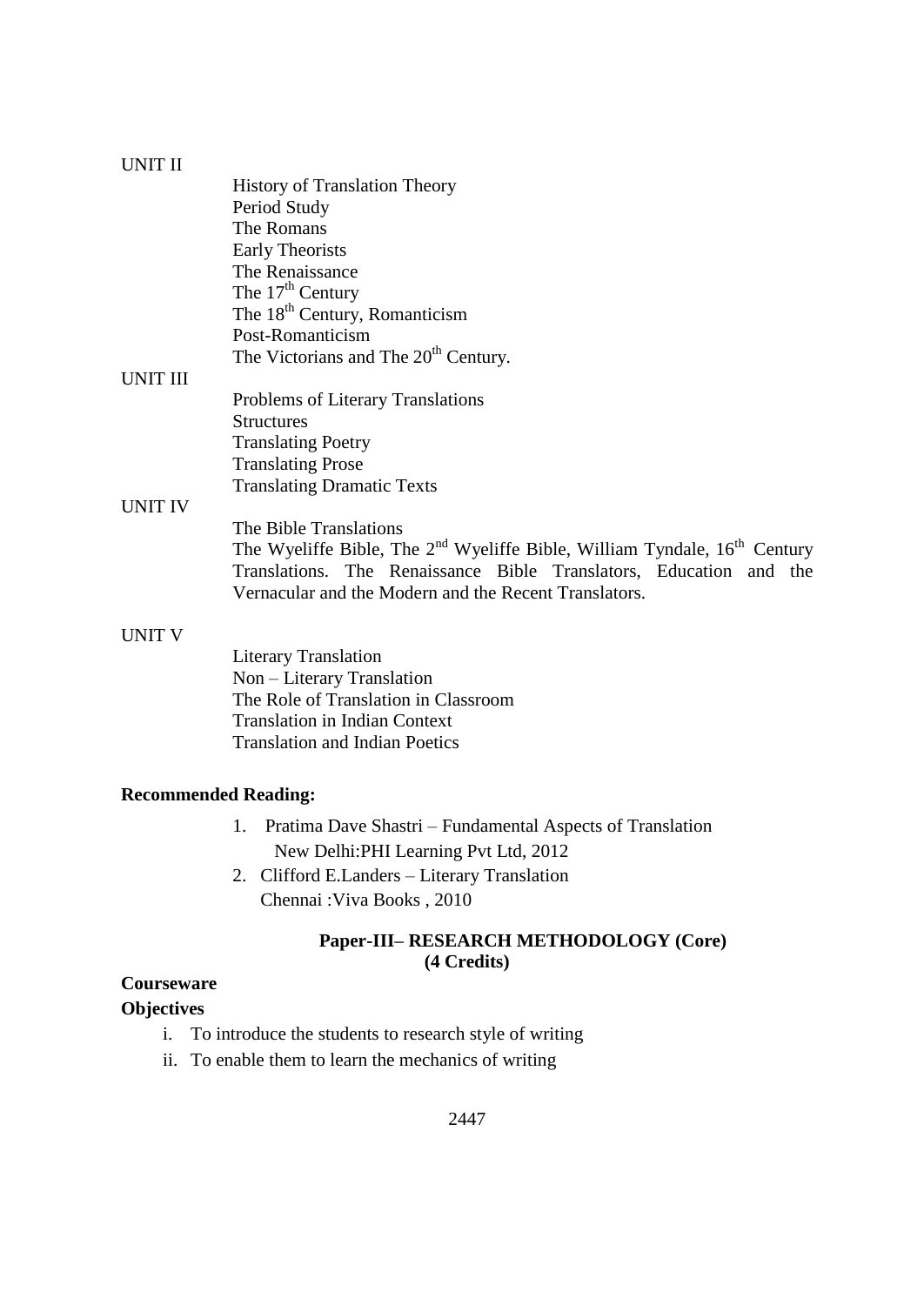UNIT II

History of Translation Theory
Period Study
The Romans
Early Theorists
The Renaissance
The 17th Century
The 18th Century, Romanticism
Post-Romanticism
The Victorians and The 20th Century.

UNIT III

Problems of Literary Translations
Structures
Translating Poetry
Translating Prose
Translating Dramatic Texts

UNIT IV

The Bible Translations
The Wyeliffe Bible, The 2nd Wyeliffe Bible, William Tyndale, 16th Century Translations. The Renaissance Bible Translators, Education and the Vernacular and the Modern and the Recent Translators.

UNIT V

Literary Translation
Non – Literary Translation
The Role of Translation in Classroom
Translation in Indian Context
Translation and Indian Poetics

**Recommended Reading:**

1. Pratima Dave Shastri – Fundamental Aspects of Translation
   New Delhi:PHI Learning Pvt Ltd, 2012
2. Clifford E.Landers – Literary Translation
   Chennai :Viva Books , 2010

**Paper-III– RESEARCH METHODOLOGY (Core)**
**(4 Credits)**

**Courseware**

**Objectives**

i. To introduce the students to research style of writing
ii. To enable them to learn the mechanics of writing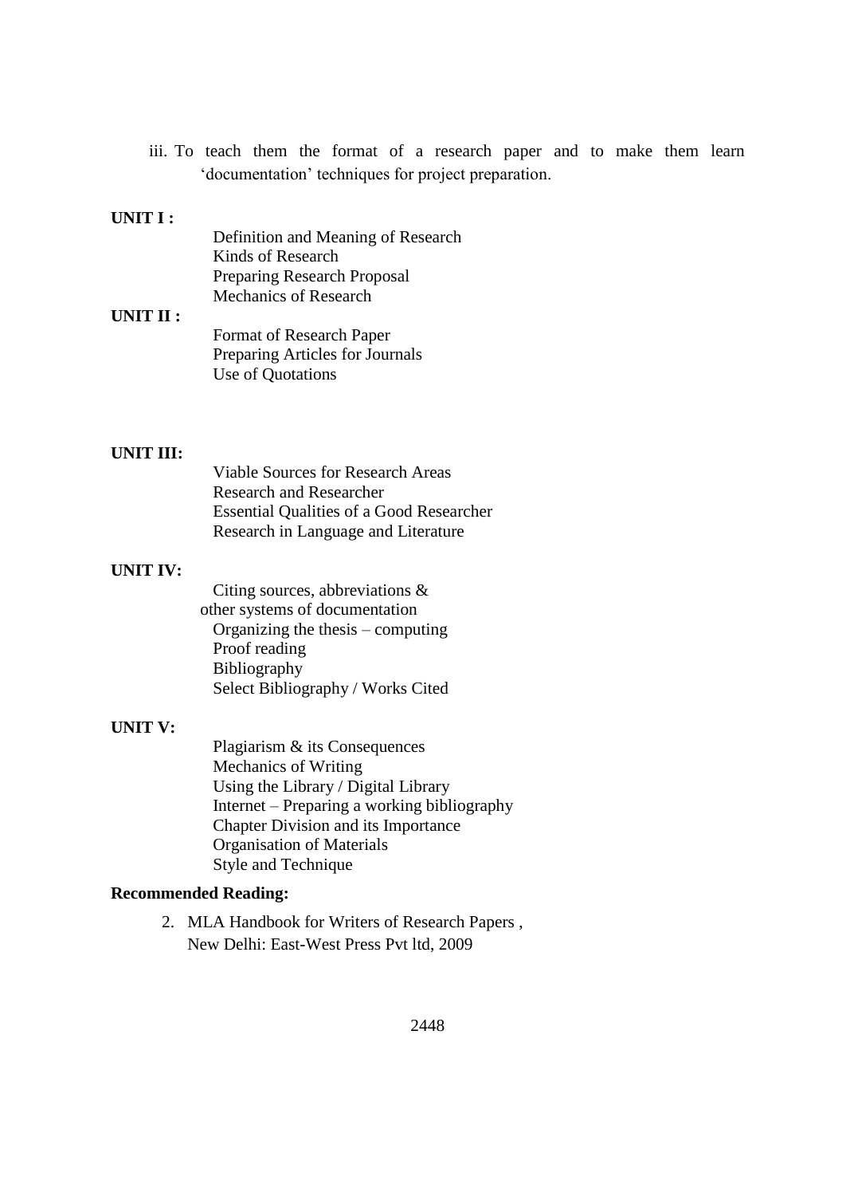iii. To teach them the format of a research paper and to make them learn 'documentation' techniques for project preparation.

**UNIT I :**

Definition and Meaning of Research
Kinds of Research
Preparing Research Proposal
Mechanics of Research

**UNIT II :**

Format of Research Paper
Preparing Articles for Journals
Use of Quotations

**UNIT III:**

Viable Sources for Research Areas
Research and Researcher
Essential Qualities of a Good Researcher
Research in Language and Literature

**UNIT IV:**

Citing sources, abbreviations & other systems of documentation
Organizing the thesis – computing
Proof reading
Bibliography
Select Bibliography / Works Cited

**UNIT V:**

Plagiarism & its Consequences
Mechanics of Writing
Using the Library / Digital Library
Internet – Preparing a working bibliography
Chapter Division and its Importance
Organisation of Materials
Style and Technique

**Recommended Reading:**

2. MLA Handbook for Writers of Research Papers , New Delhi: East-West Press Pvt ltd, 2009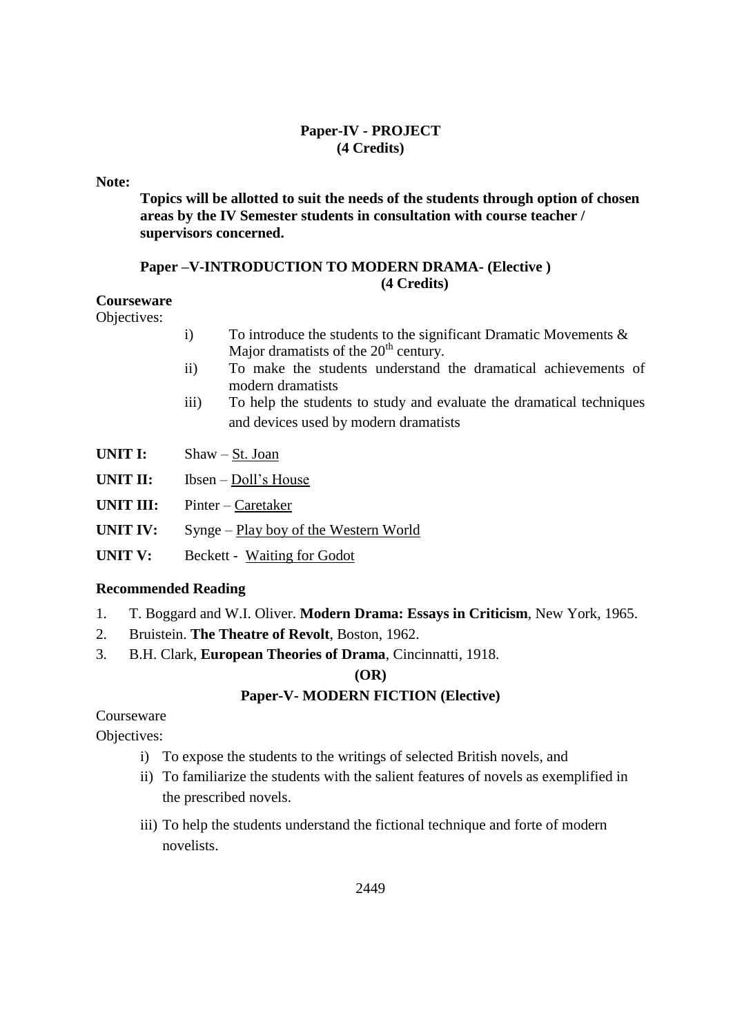## Paper-IV - PROJECT
### (4 Credits)

**Note:**

**Topics will be allotted to suit the needs of the students through option of chosen areas by the IV Semester students in consultation with course teacher / supervisors concerned.**

## Paper –V-INTRODUCTION TO MODERN DRAMA- (Elective )
### (4 Credits)

**Courseware**

Objectives:

- i) To introduce the students to the significant Dramatic Movements & Major dramatists of the 20th century.
- ii) To make the students understand the dramatical achievements of modern dramatists
- iii) To help the students to study and evaluate the dramatical techniques and devices used by modern dramatists

**UNIT I:** Shaw – St. Joan

**UNIT II:** Ibsen – Doll's House

**UNIT III:** Pinter – Caretaker

**UNIT IV:** Synge – Play boy of the Western World

**UNIT V:** Beckett - Waiting for Godot

**Recommended Reading**

1. T. Boggard and W.I. Oliver. **Modern Drama: Essays in Criticism**, New York, 1965.
2. Bruistein. **The Theatre of Revolt**, Boston, 1962.
3. B.H. Clark, **European Theories of Drama**, Cincinnatti, 1918.

**(OR)**

## Paper-V- MODERN FICTION (Elective)

Courseware

Objectives:

- i) To expose the students to the writings of selected British novels, and
- ii) To familiarize the students with the salient features of novels as exemplified in the prescribed novels.
- iii) To help the students understand the fictional technique and forte of modern novelists.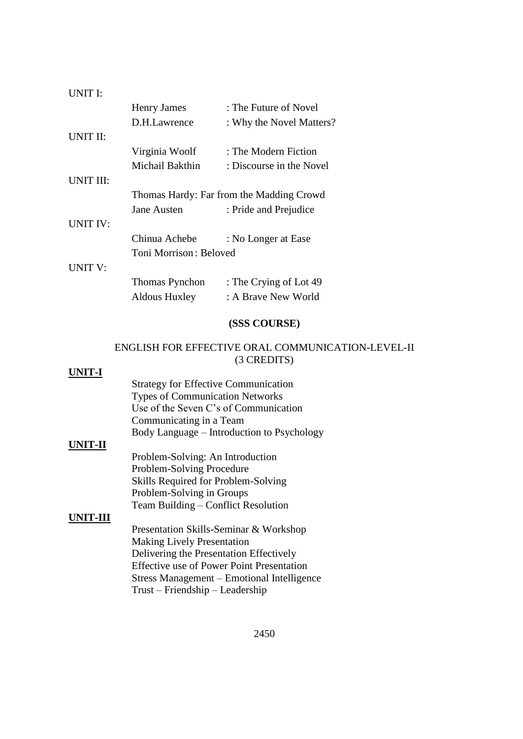UNIT I:

Henry James : The Future of Novel
D.H.Lawrence : Why the Novel Matters?

UNIT II:

Virginia Woolf : The Modern Fiction
Michail Bakthin : Discourse in the Novel

UNIT III:

Thomas Hardy: Far from the Madding Crowd
Jane Austen : Pride and Prejudice

UNIT IV:

Chinua Achebe : No Longer at Ease
Toni Morrison : Beloved

UNIT V:

Thomas Pynchon : The Crying of Lot 49
Aldous Huxley : A Brave New World

**(SSS COURSE)**

ENGLISH FOR EFFECTIVE ORAL COMMUNICATION-LEVEL-II
(3 CREDITS)

**UNIT-I**

Strategy for Effective Communication
Types of Communication Networks
Use of the Seven C's of Communication
Communicating in a Team
Body Language – Introduction to Psychology

**UNIT-II**

Problem-Solving: An Introduction
Problem-Solving Procedure
Skills Required for Problem-Solving
Problem-Solving in Groups
Team Building – Conflict Resolution

**UNIT-III**

Presentation Skills-Seminar & Workshop
Making Lively Presentation
Delivering the Presentation Effectively
Effective use of Power Point Presentation
Stress Management – Emotional Intelligence
Trust – Friendship – Leadership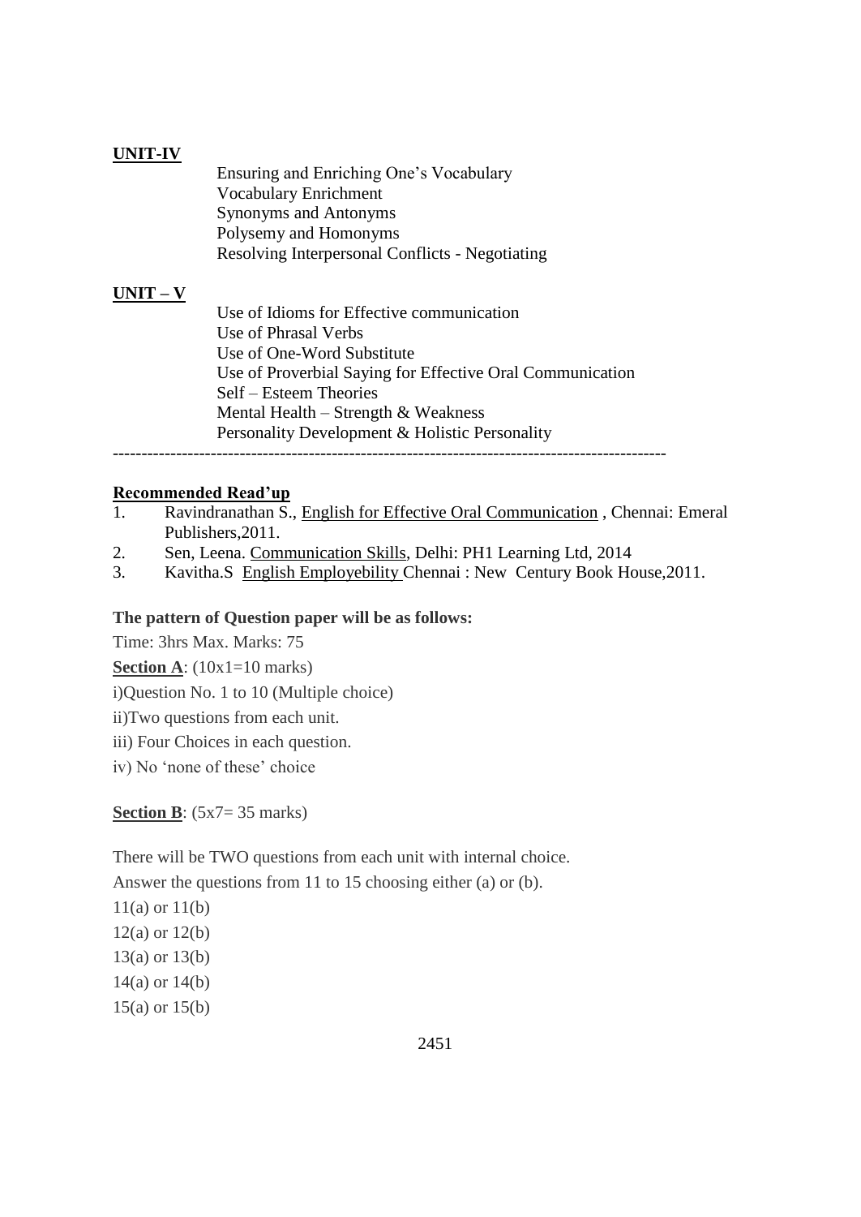**UNIT-IV**

Ensuring and Enriching One's Vocabulary
Vocabulary Enrichment
Synonyms and Antonyms
Polysemy and Homonyms
Resolving Interpersonal Conflicts - Negotiating

**UNIT – V**

Use of Idioms for Effective communication
Use of Phrasal Verbs
Use of One-Word Substitute
Use of Proverbial Saying for Effective Oral Communication
Self – Esteem Theories
Mental Health – Strength & Weakness
Personality Development & Holistic Personality

---

**Recommended Read'up**

1. Ravindranathan S., English for Effective Oral Communication , Chennai: Emeral Publishers,2011.
2. Sen, Leena. Communication Skills, Delhi: PH1 Learning Ltd, 2014
3. Kavitha.S English Employebility Chennai : New Century Book House,2011.

**The pattern of Question paper will be as follows:**

Time: 3hrs Max. Marks: 75

**Section A**: (10x1=10 marks)

i)Question No. 1 to 10 (Multiple choice)

ii)Two questions from each unit.

iii) Four Choices in each question.

iv) No 'none of these' choice

**Section B**: (5x7= 35 marks)

There will be TWO questions from each unit with internal choice.

Answer the questions from 11 to 15 choosing either (a) or (b).

11(a) or 11(b)

12(a) or 12(b)

13(a) or 13(b)

14(a) or 14(b)

15(a) or 15(b)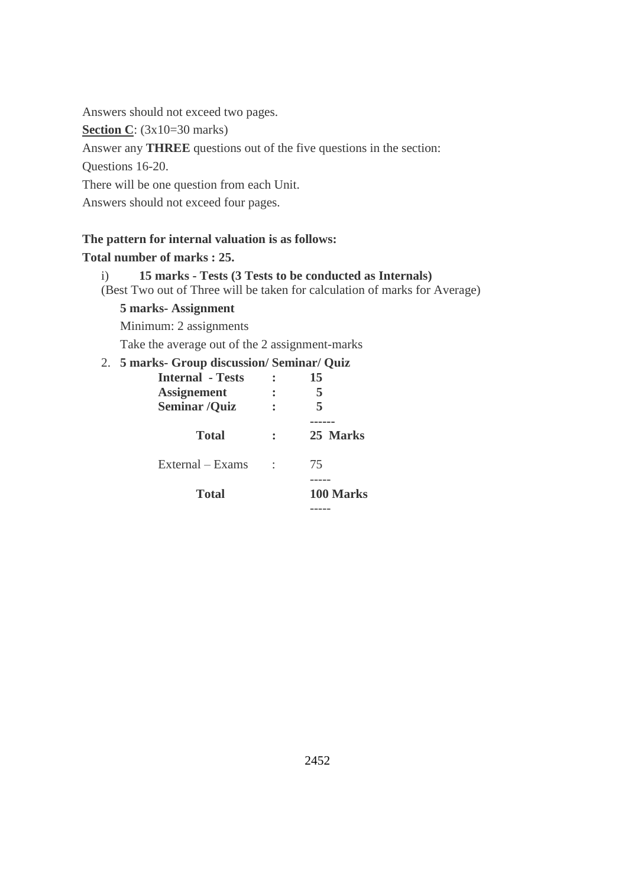Answers should not exceed two pages.

**Section C**: (3x10=30 marks)

Answer any **THREE** questions out of the five questions in the section:

Questions 16-20.

There will be one question from each Unit.

Answers should not exceed four pages.

**The pattern for internal valuation is as follows:**

**Total number of marks : 25.**

i) **15 marks - Tests (3 Tests to be conducted as Internals)**
(Best Two out of Three will be taken for calculation of marks for Average)

**5 marks- Assignment**

Minimum: 2 assignments

Take the average out of the 2 assignment-marks

2. **5 marks- Group discussion/ Seminar/ Quiz**

| | | |
|---|---|---|
| **Internal - Tests** | **:** | **15** |
| **Assignement** | **:** | **5** |
| **Seminar /Quiz** | **:** | **5** |
| | | ------ |
| **Total** | **:** | **25 Marks** |
| External – Exams | : | 75 |
| | | ----- |
| **Total** | | **100 Marks** |
| | | ----- |